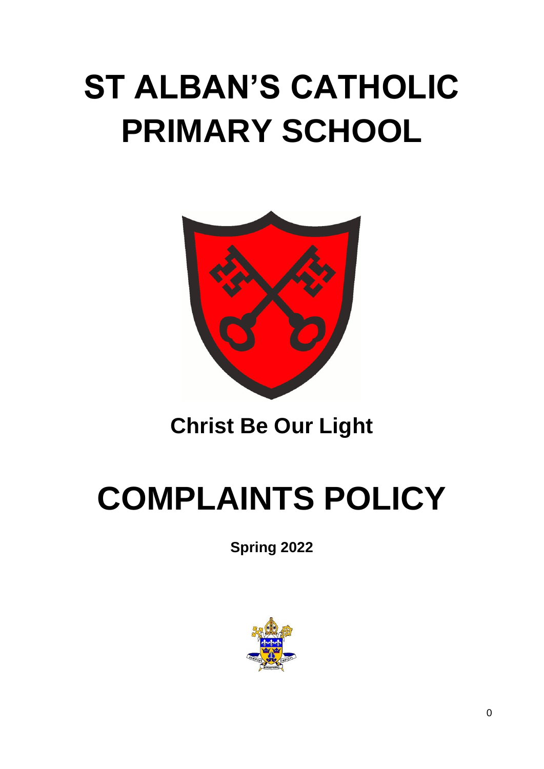# ST ALBAN'S CATHOLIC PRIMARY SCHOOL

**Christ Be Our Light**

# COMPLAINTS POLICY

**Spring 2022**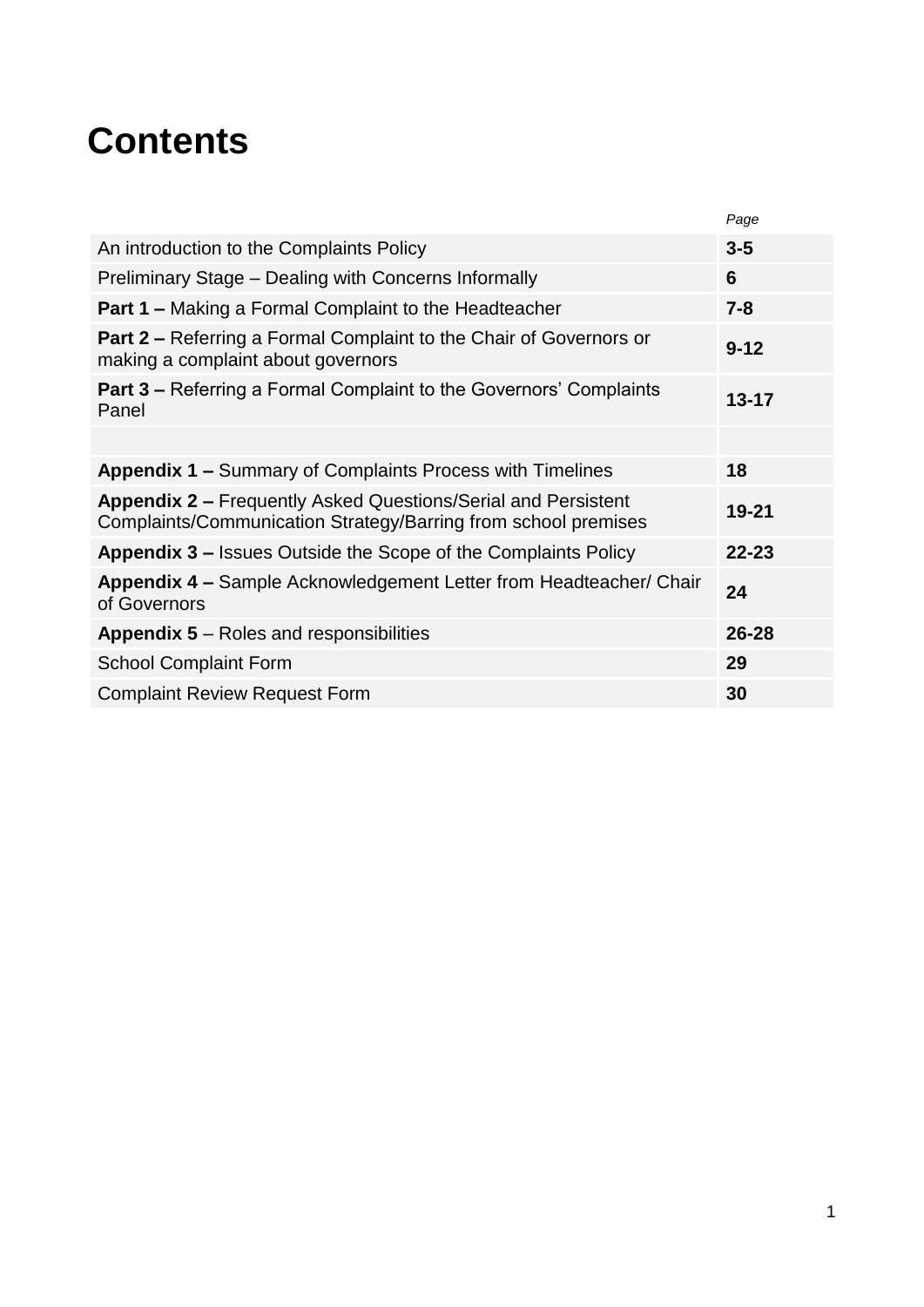# Contents

| | *Page* |
|---|---|
| An introduction to the Complaints Policy | **3-5** |
| Preliminary Stage – Dealing with Concerns Informally | **6** |
| **Part 1 –** Making a Formal Complaint to the Headteacher | **7-8** |
| **Part 2 –** Referring a Formal Complaint to the Chair of Governors or making a complaint about governors | **9-12** |
| **Part 3 –** Referring a Formal Complaint to the Governors' Complaints Panel | **13-17** |
| | |
| **Appendix 1 –** Summary of Complaints Process with Timelines | **18** |
| **Appendix 2 –** Frequently Asked Questions/Serial and Persistent Complaints/Communication Strategy/Barring from school premises | **19-21** |
| **Appendix 3 –** Issues Outside the Scope of the Complaints Policy | **22-23** |
| **Appendix 4 –** Sample Acknowledgement Letter from Headteacher/ Chair of Governors | **24** |
| **Appendix 5** – Roles and responsibilities | **26-28** |
| School Complaint Form | **29** |
| Complaint Review Request Form | **30** |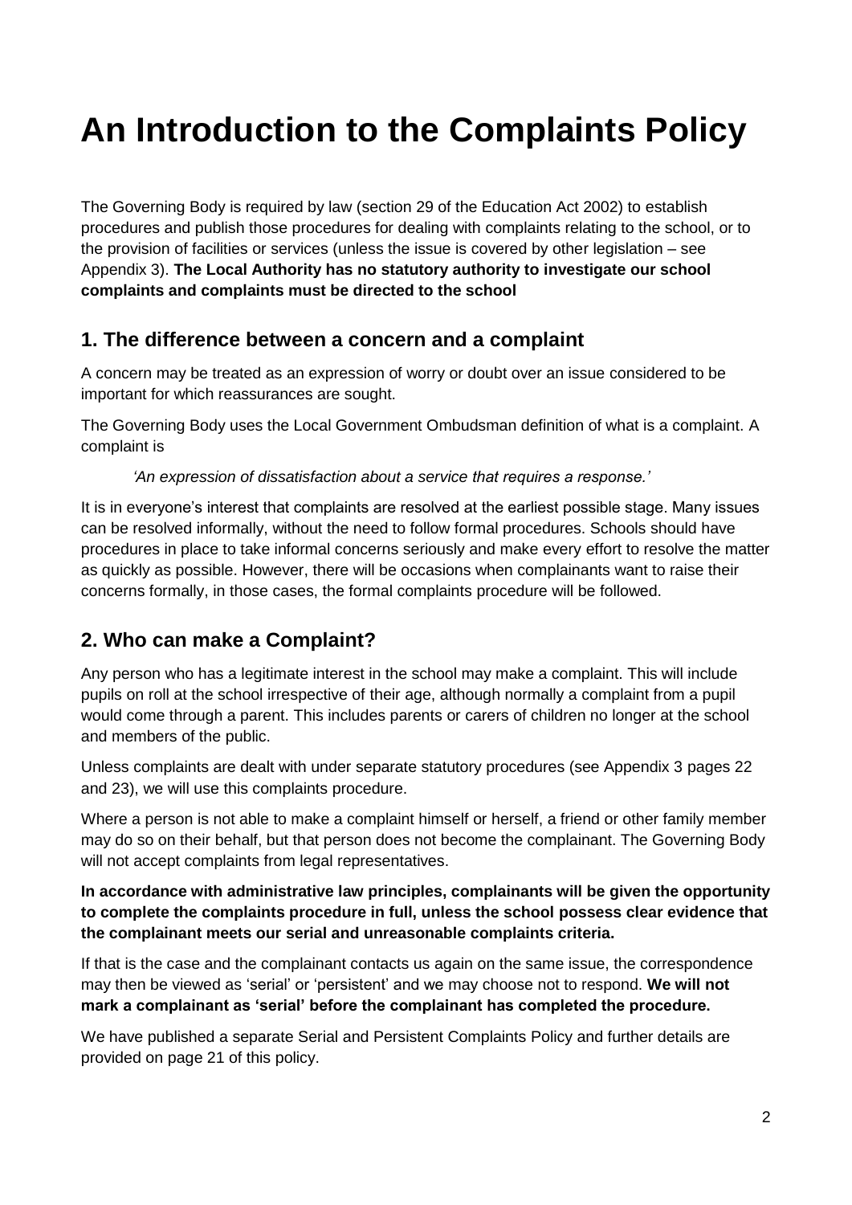# An Introduction to the Complaints Policy

The Governing Body is required by law (section 29 of the Education Act 2002) to establish procedures and publish those procedures for dealing with complaints relating to the school, or to the provision of facilities or services (unless the issue is covered by other legislation – see Appendix 3). **The Local Authority has no statutory authority to investigate our school complaints and complaints must be directed to the school**

## 1. The difference between a concern and a complaint

A concern may be treated as an expression of worry or doubt over an issue considered to be important for which reassurances are sought.

The Governing Body uses the Local Government Ombudsman definition of what is a complaint. A complaint is

> *'An expression of dissatisfaction about a service that requires a response.'*

It is in everyone's interest that complaints are resolved at the earliest possible stage. Many issues can be resolved informally, without the need to follow formal procedures. Schools should have procedures in place to take informal concerns seriously and make every effort to resolve the matter as quickly as possible. However, there will be occasions when complainants want to raise their concerns formally, in those cases, the formal complaints procedure will be followed.

## 2. Who can make a Complaint?

Any person who has a legitimate interest in the school may make a complaint. This will include pupils on roll at the school irrespective of their age, although normally a complaint from a pupil would come through a parent. This includes parents or carers of children no longer at the school and members of the public.

Unless complaints are dealt with under separate statutory procedures (see Appendix 3 pages 22 and 23), we will use this complaints procedure.

Where a person is not able to make a complaint himself or herself, a friend or other family member may do so on their behalf, but that person does not become the complainant. The Governing Body will not accept complaints from legal representatives.

**In accordance with administrative law principles, complainants will be given the opportunity to complete the complaints procedure in full, unless the school possess clear evidence that the complainant meets our serial and unreasonable complaints criteria.**

If that is the case and the complainant contacts us again on the same issue, the correspondence may then be viewed as 'serial' or 'persistent' and we may choose not to respond. **We will not mark a complainant as 'serial' before the complainant has completed the procedure.**

We have published a separate Serial and Persistent Complaints Policy and further details are provided on page 21 of this policy.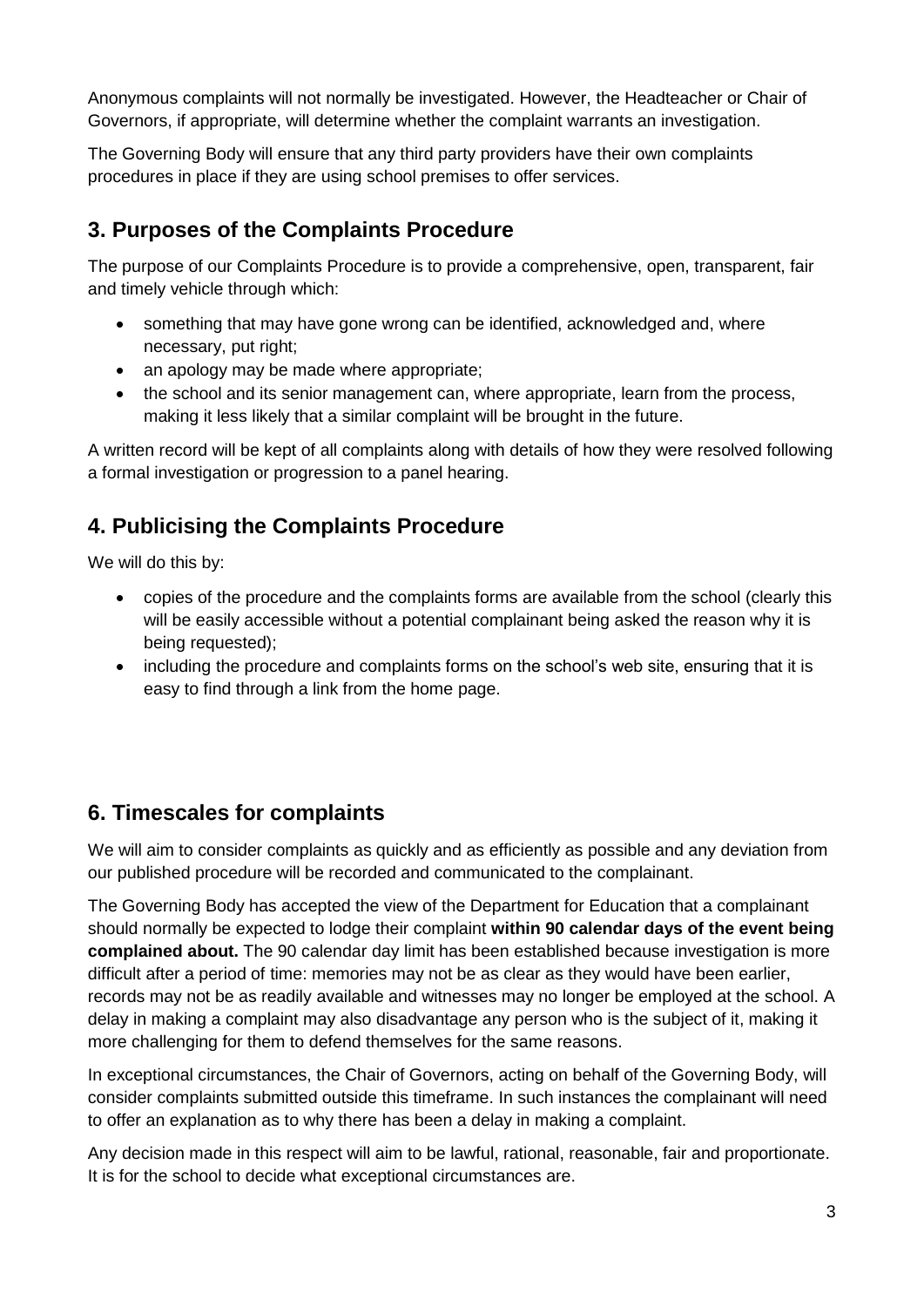Anonymous complaints will not normally be investigated. However, the Headteacher or Chair of Governors, if appropriate, will determine whether the complaint warrants an investigation.

The Governing Body will ensure that any third party providers have their own complaints procedures in place if they are using school premises to offer services.

## 3. Purposes of the Complaints Procedure

The purpose of our Complaints Procedure is to provide a comprehensive, open, transparent, fair and timely vehicle through which:

- something that may have gone wrong can be identified, acknowledged and, where necessary, put right;
- an apology may be made where appropriate;
- the school and its senior management can, where appropriate, learn from the process, making it less likely that a similar complaint will be brought in the future.

A written record will be kept of all complaints along with details of how they were resolved following a formal investigation or progression to a panel hearing.

## 4. Publicising the Complaints Procedure

We will do this by:

- copies of the procedure and the complaints forms are available from the school (clearly this will be easily accessible without a potential complainant being asked the reason why it is being requested);
- including the procedure and complaints forms on the school's web site, ensuring that it is easy to find through a link from the home page.

## 6. Timescales for complaints

We will aim to consider complaints as quickly and as efficiently as possible and any deviation from our published procedure will be recorded and communicated to the complainant.

The Governing Body has accepted the view of the Department for Education that a complainant should normally be expected to lodge their complaint **within 90 calendar days of the event being complained about.** The 90 calendar day limit has been established because investigation is more difficult after a period of time: memories may not be as clear as they would have been earlier, records may not be as readily available and witnesses may no longer be employed at the school. A delay in making a complaint may also disadvantage any person who is the subject of it, making it more challenging for them to defend themselves for the same reasons.

In exceptional circumstances, the Chair of Governors, acting on behalf of the Governing Body, will consider complaints submitted outside this timeframe. In such instances the complainant will need to offer an explanation as to why there has been a delay in making a complaint.

Any decision made in this respect will aim to be lawful, rational, reasonable, fair and proportionate. It is for the school to decide what exceptional circumstances are.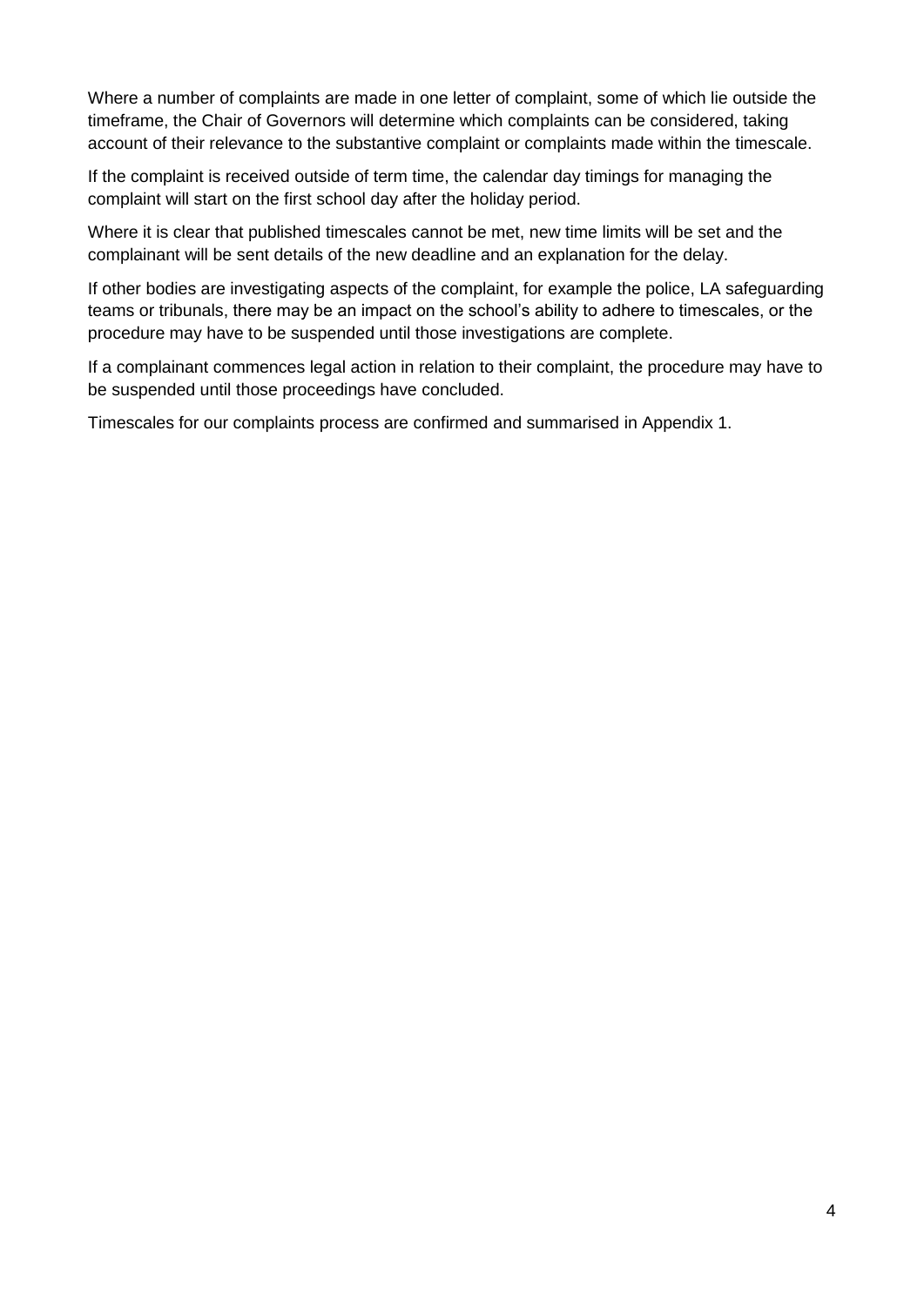Where a number of complaints are made in one letter of complaint, some of which lie outside the timeframe, the Chair of Governors will determine which complaints can be considered, taking account of their relevance to the substantive complaint or complaints made within the timescale.

If the complaint is received outside of term time, the calendar day timings for managing the complaint will start on the first school day after the holiday period.

Where it is clear that published timescales cannot be met, new time limits will be set and the complainant will be sent details of the new deadline and an explanation for the delay.

If other bodies are investigating aspects of the complaint, for example the police, LA safeguarding teams or tribunals, there may be an impact on the school's ability to adhere to timescales, or the procedure may have to be suspended until those investigations are complete.

If a complainant commences legal action in relation to their complaint, the procedure may have to be suspended until those proceedings have concluded.

Timescales for our complaints process are confirmed and summarised in Appendix 1.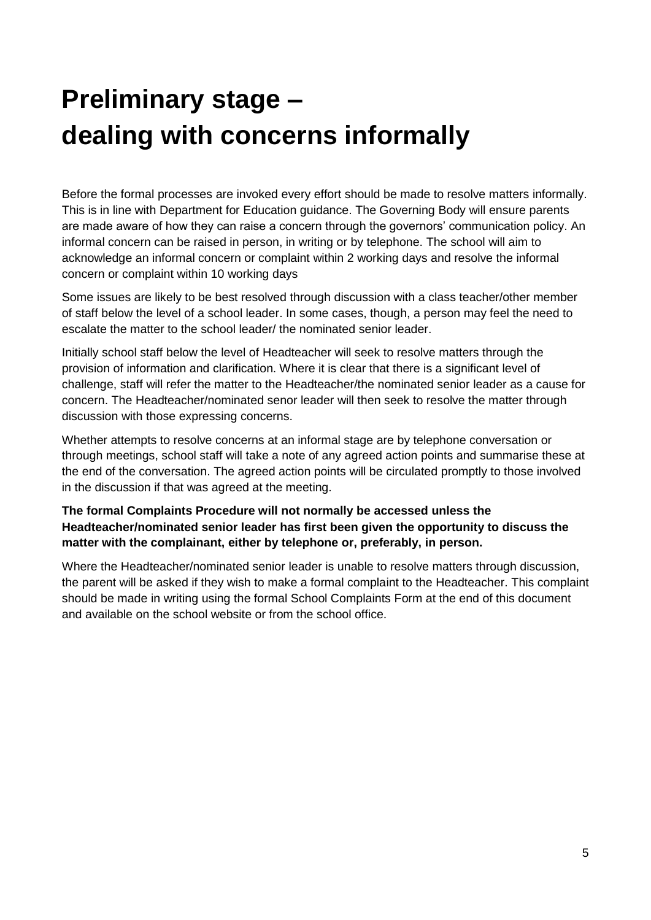# Preliminary stage – dealing with concerns informally

Before the formal processes are invoked every effort should be made to resolve matters informally. This is in line with Department for Education guidance. The Governing Body will ensure parents are made aware of how they can raise a concern through the governors' communication policy. An informal concern can be raised in person, in writing or by telephone. The school will aim to acknowledge an informal concern or complaint within 2 working days and resolve the informal concern or complaint within 10 working days

Some issues are likely to be best resolved through discussion with a class teacher/other member of staff below the level of a school leader. In some cases, though, a person may feel the need to escalate the matter to the school leader/ the nominated senior leader.

Initially school staff below the level of Headteacher will seek to resolve matters through the provision of information and clarification. Where it is clear that there is a significant level of challenge, staff will refer the matter to the Headteacher/the nominated senior leader as a cause for concern. The Headteacher/nominated senor leader will then seek to resolve the matter through discussion with those expressing concerns.

Whether attempts to resolve concerns at an informal stage are by telephone conversation or through meetings, school staff will take a note of any agreed action points and summarise these at the end of the conversation. The agreed action points will be circulated promptly to those involved in the discussion if that was agreed at the meeting.

**The formal Complaints Procedure will not normally be accessed unless the Headteacher/nominated senior leader has first been given the opportunity to discuss the matter with the complainant, either by telephone or, preferably, in person.**

Where the Headteacher/nominated senior leader is unable to resolve matters through discussion, the parent will be asked if they wish to make a formal complaint to the Headteacher. This complaint should be made in writing using the formal School Complaints Form at the end of this document and available on the school website or from the school office.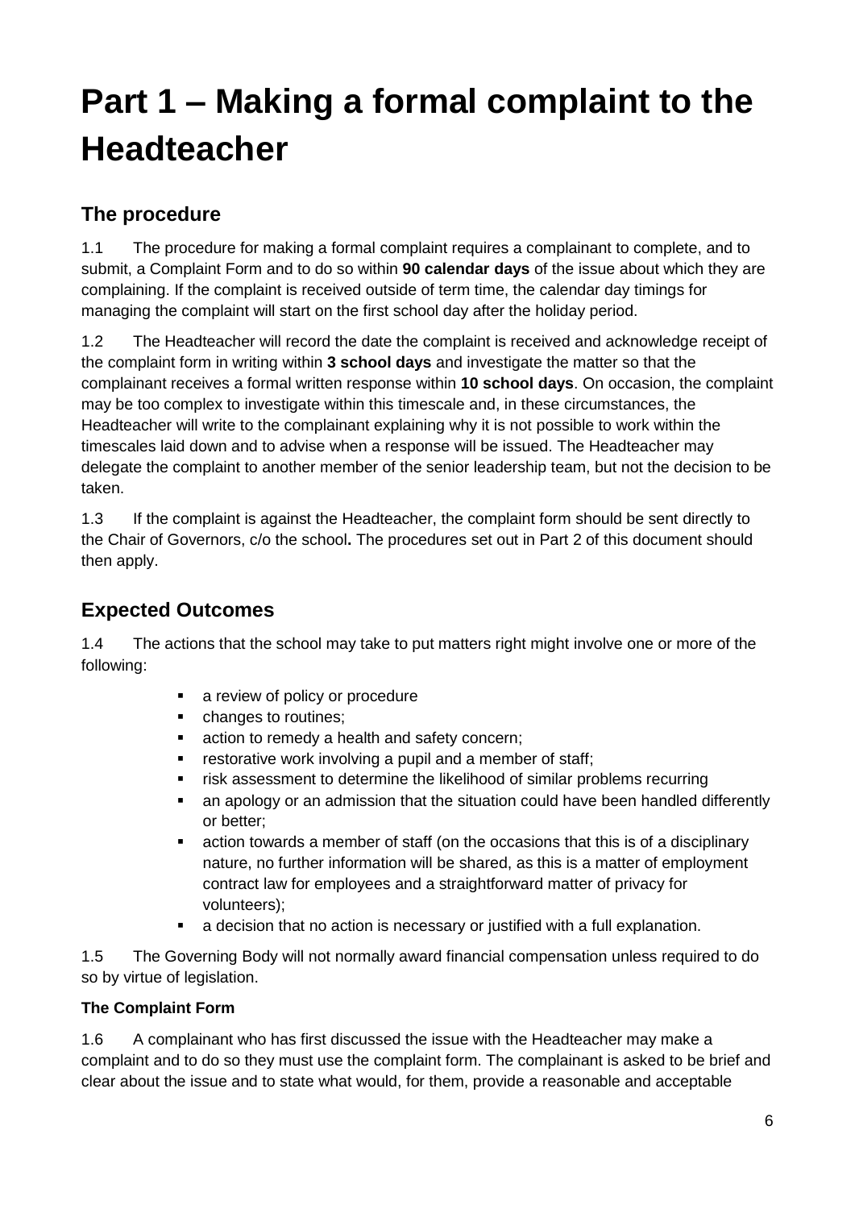# Part 1 – Making a formal complaint to the Headteacher

## The procedure

1.1 The procedure for making a formal complaint requires a complainant to complete, and to submit, a Complaint Form and to do so within **90 calendar days** of the issue about which they are complaining. If the complaint is received outside of term time, the calendar day timings for managing the complaint will start on the first school day after the holiday period.

1.2 The Headteacher will record the date the complaint is received and acknowledge receipt of the complaint form in writing within **3 school days** and investigate the matter so that the complainant receives a formal written response within **10 school days**. On occasion, the complaint may be too complex to investigate within this timescale and, in these circumstances, the Headteacher will write to the complainant explaining why it is not possible to work within the timescales laid down and to advise when a response will be issued. The Headteacher may delegate the complaint to another member of the senior leadership team, but not the decision to be taken.

1.3 If the complaint is against the Headteacher, the complaint form should be sent directly to the Chair of Governors, c/o the school**.** The procedures set out in Part 2 of this document should then apply.

## Expected Outcomes

1.4 The actions that the school may take to put matters right might involve one or more of the following:

- a review of policy or procedure
- changes to routines;
- action to remedy a health and safety concern;
- restorative work involving a pupil and a member of staff;
- risk assessment to determine the likelihood of similar problems recurring
- an apology or an admission that the situation could have been handled differently or better;
- action towards a member of staff (on the occasions that this is of a disciplinary nature, no further information will be shared, as this is a matter of employment contract law for employees and a straightforward matter of privacy for volunteers);
- a decision that no action is necessary or justified with a full explanation.

1.5 The Governing Body will not normally award financial compensation unless required to do so by virtue of legislation.

**The Complaint Form**

1.6 A complainant who has first discussed the issue with the Headteacher may make a complaint and to do so they must use the complaint form. The complainant is asked to be brief and clear about the issue and to state what would, for them, provide a reasonable and acceptable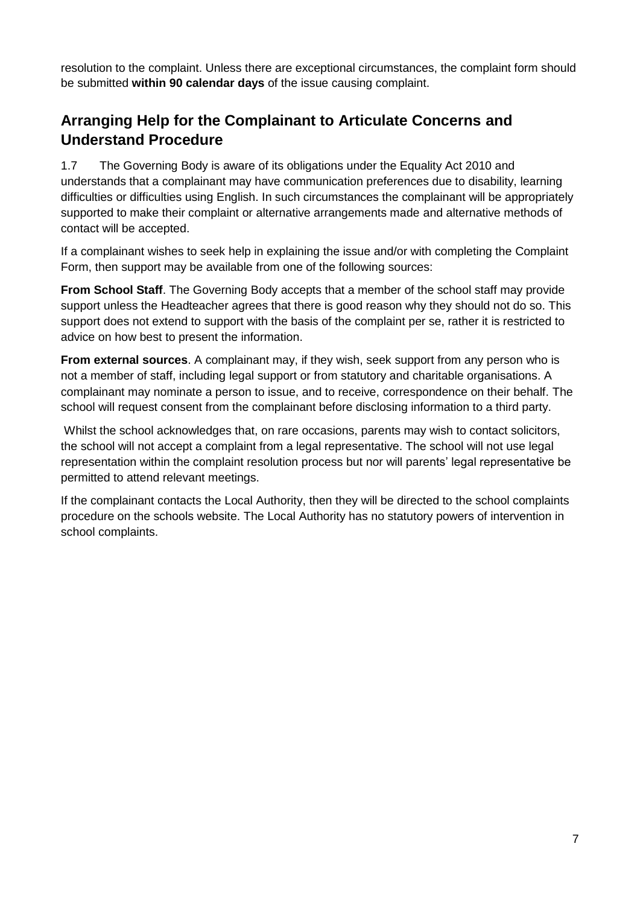resolution to the complaint. Unless there are exceptional circumstances, the complaint form should be submitted **within 90 calendar days** of the issue causing complaint.

## Arranging Help for the Complainant to Articulate Concerns and Understand Procedure

1.7 The Governing Body is aware of its obligations under the Equality Act 2010 and understands that a complainant may have communication preferences due to disability, learning difficulties or difficulties using English. In such circumstances the complainant will be appropriately supported to make their complaint or alternative arrangements made and alternative methods of contact will be accepted.

If a complainant wishes to seek help in explaining the issue and/or with completing the Complaint Form, then support may be available from one of the following sources:

**From School Staff**. The Governing Body accepts that a member of the school staff may provide support unless the Headteacher agrees that there is good reason why they should not do so. This support does not extend to support with the basis of the complaint per se, rather it is restricted to advice on how best to present the information.

**From external sources**. A complainant may, if they wish, seek support from any person who is not a member of staff, including legal support or from statutory and charitable organisations. A complainant may nominate a person to issue, and to receive, correspondence on their behalf. The school will request consent from the complainant before disclosing information to a third party.

Whilst the school acknowledges that, on rare occasions, parents may wish to contact solicitors, the school will not accept a complaint from a legal representative. The school will not use legal representation within the complaint resolution process but nor will parents' legal representative be permitted to attend relevant meetings.

If the complainant contacts the Local Authority, then they will be directed to the school complaints procedure on the schools website. The Local Authority has no statutory powers of intervention in school complaints.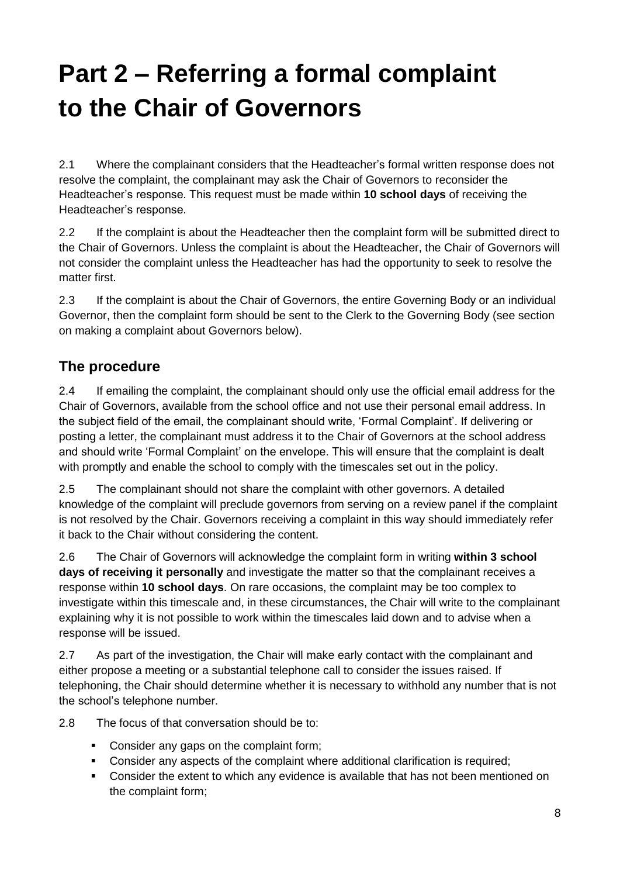# Part 2 – Referring a formal complaint to the Chair of Governors

2.1 Where the complainant considers that the Headteacher's formal written response does not resolve the complaint, the complainant may ask the Chair of Governors to reconsider the Headteacher's response. This request must be made within **10 school days** of receiving the Headteacher's response.

2.2 If the complaint is about the Headteacher then the complaint form will be submitted direct to the Chair of Governors. Unless the complaint is about the Headteacher, the Chair of Governors will not consider the complaint unless the Headteacher has had the opportunity to seek to resolve the matter first.

2.3 If the complaint is about the Chair of Governors, the entire Governing Body or an individual Governor, then the complaint form should be sent to the Clerk to the Governing Body (see section on making a complaint about Governors below).

## The procedure

2.4 If emailing the complaint, the complainant should only use the official email address for the Chair of Governors, available from the school office and not use their personal email address. In the subject field of the email, the complainant should write, 'Formal Complaint'. If delivering or posting a letter, the complainant must address it to the Chair of Governors at the school address and should write 'Formal Complaint' on the envelope. This will ensure that the complaint is dealt with promptly and enable the school to comply with the timescales set out in the policy.

2.5 The complainant should not share the complaint with other governors. A detailed knowledge of the complaint will preclude governors from serving on a review panel if the complaint is not resolved by the Chair. Governors receiving a complaint in this way should immediately refer it back to the Chair without considering the content.

2.6 The Chair of Governors will acknowledge the complaint form in writing **within 3 school days of receiving it personally** and investigate the matter so that the complainant receives a response within **10 school days**. On rare occasions, the complaint may be too complex to investigate within this timescale and, in these circumstances, the Chair will write to the complainant explaining why it is not possible to work within the timescales laid down and to advise when a response will be issued.

2.7 As part of the investigation, the Chair will make early contact with the complainant and either propose a meeting or a substantial telephone call to consider the issues raised. If telephoning, the Chair should determine whether it is necessary to withhold any number that is not the school's telephone number.

2.8 The focus of that conversation should be to:

- Consider any gaps on the complaint form;
- Consider any aspects of the complaint where additional clarification is required;
- Consider the extent to which any evidence is available that has not been mentioned on the complaint form;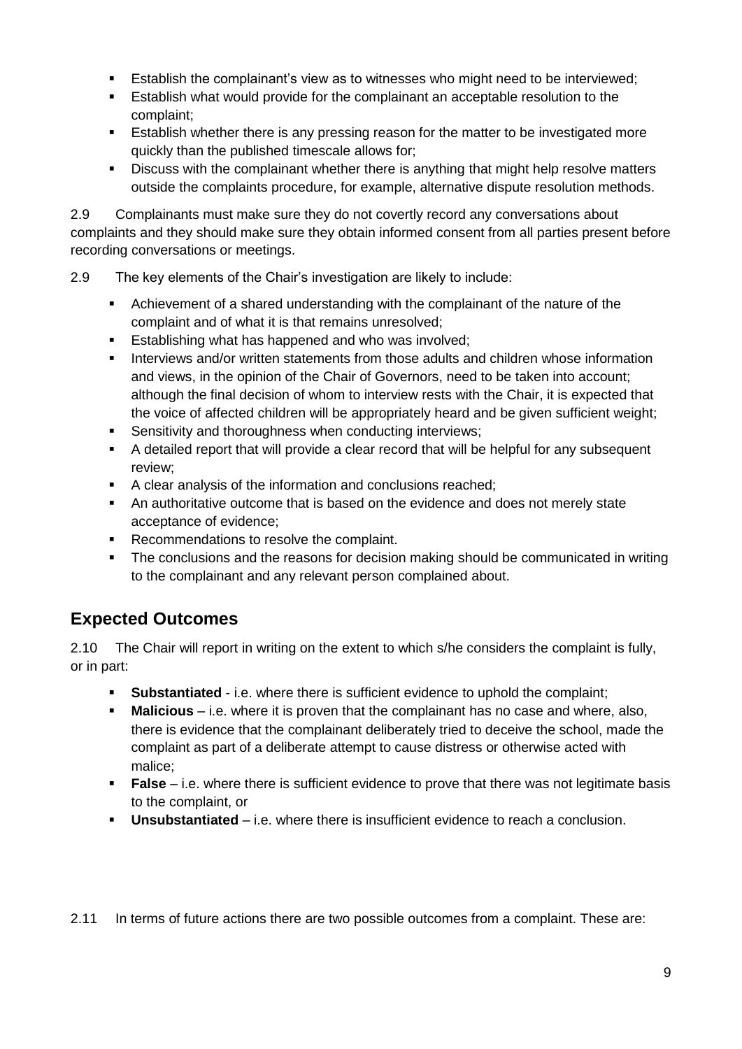- Establish the complainant's view as to witnesses who might need to be interviewed;
- Establish what would provide for the complainant an acceptable resolution to the complaint;
- Establish whether there is any pressing reason for the matter to be investigated more quickly than the published timescale allows for;
- Discuss with the complainant whether there is anything that might help resolve matters outside the complaints procedure, for example, alternative dispute resolution methods.

2.9 Complainants must make sure they do not covertly record any conversations about complaints and they should make sure they obtain informed consent from all parties present before recording conversations or meetings.

2.9 The key elements of the Chair's investigation are likely to include:

- Achievement of a shared understanding with the complainant of the nature of the complaint and of what it is that remains unresolved;
- Establishing what has happened and who was involved;
- Interviews and/or written statements from those adults and children whose information and views, in the opinion of the Chair of Governors, need to be taken into account; although the final decision of whom to interview rests with the Chair, it is expected that the voice of affected children will be appropriately heard and be given sufficient weight;
- Sensitivity and thoroughness when conducting interviews;
- A detailed report that will provide a clear record that will be helpful for any subsequent review;
- A clear analysis of the information and conclusions reached;
- An authoritative outcome that is based on the evidence and does not merely state acceptance of evidence;
- Recommendations to resolve the complaint.
- The conclusions and the reasons for decision making should be communicated in writing to the complainant and any relevant person complained about.

## Expected Outcomes

2.10 The Chair will report in writing on the extent to which s/he considers the complaint is fully, or in part:

- **Substantiated** - i.e. where there is sufficient evidence to uphold the complaint;
- **Malicious** – i.e. where it is proven that the complainant has no case and where, also, there is evidence that the complainant deliberately tried to deceive the school, made the complaint as part of a deliberate attempt to cause distress or otherwise acted with malice;
- **False** – i.e. where there is sufficient evidence to prove that there was not legitimate basis to the complaint, or
- **Unsubstantiated** – i.e. where there is insufficient evidence to reach a conclusion.

2.11 In terms of future actions there are two possible outcomes from a complaint. These are: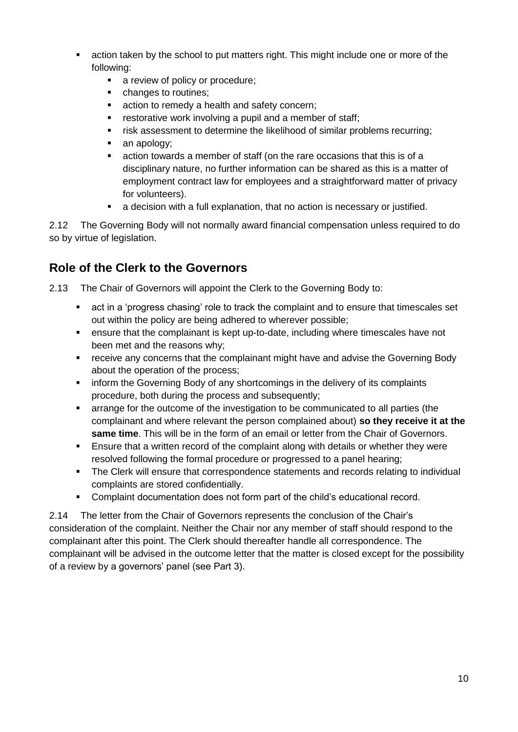- action taken by the school to put matters right. This might include one or more of the following:
  - a review of policy or procedure;
  - changes to routines;
  - action to remedy a health and safety concern;
  - restorative work involving a pupil and a member of staff;
  - risk assessment to determine the likelihood of similar problems recurring;
  - an apology;
  - action towards a member of staff (on the rare occasions that this is of a disciplinary nature, no further information can be shared as this is a matter of employment contract law for employees and a straightforward matter of privacy for volunteers).
  - a decision with a full explanation, that no action is necessary or justified.

2.12 The Governing Body will not normally award financial compensation unless required to do so by virtue of legislation.

## Role of the Clerk to the Governors

2.13 The Chair of Governors will appoint the Clerk to the Governing Body to:

- act in a 'progress chasing' role to track the complaint and to ensure that timescales set out within the policy are being adhered to wherever possible;
- ensure that the complainant is kept up-to-date, including where timescales have not been met and the reasons why;
- receive any concerns that the complainant might have and advise the Governing Body about the operation of the process;
- inform the Governing Body of any shortcomings in the delivery of its complaints procedure, both during the process and subsequently;
- arrange for the outcome of the investigation to be communicated to all parties (the complainant and where relevant the person complained about) **so they receive it at the same time**. This will be in the form of an email or letter from the Chair of Governors.
- Ensure that a written record of the complaint along with details or whether they were resolved following the formal procedure or progressed to a panel hearing;
- The Clerk will ensure that correspondence statements and records relating to individual complaints are stored confidentially.
- Complaint documentation does not form part of the child's educational record.

2.14 The letter from the Chair of Governors represents the conclusion of the Chair's consideration of the complaint. Neither the Chair nor any member of staff should respond to the complainant after this point. The Clerk should thereafter handle all correspondence. The complainant will be advised in the outcome letter that the matter is closed except for the possibility of a review by a governors' panel (see Part 3).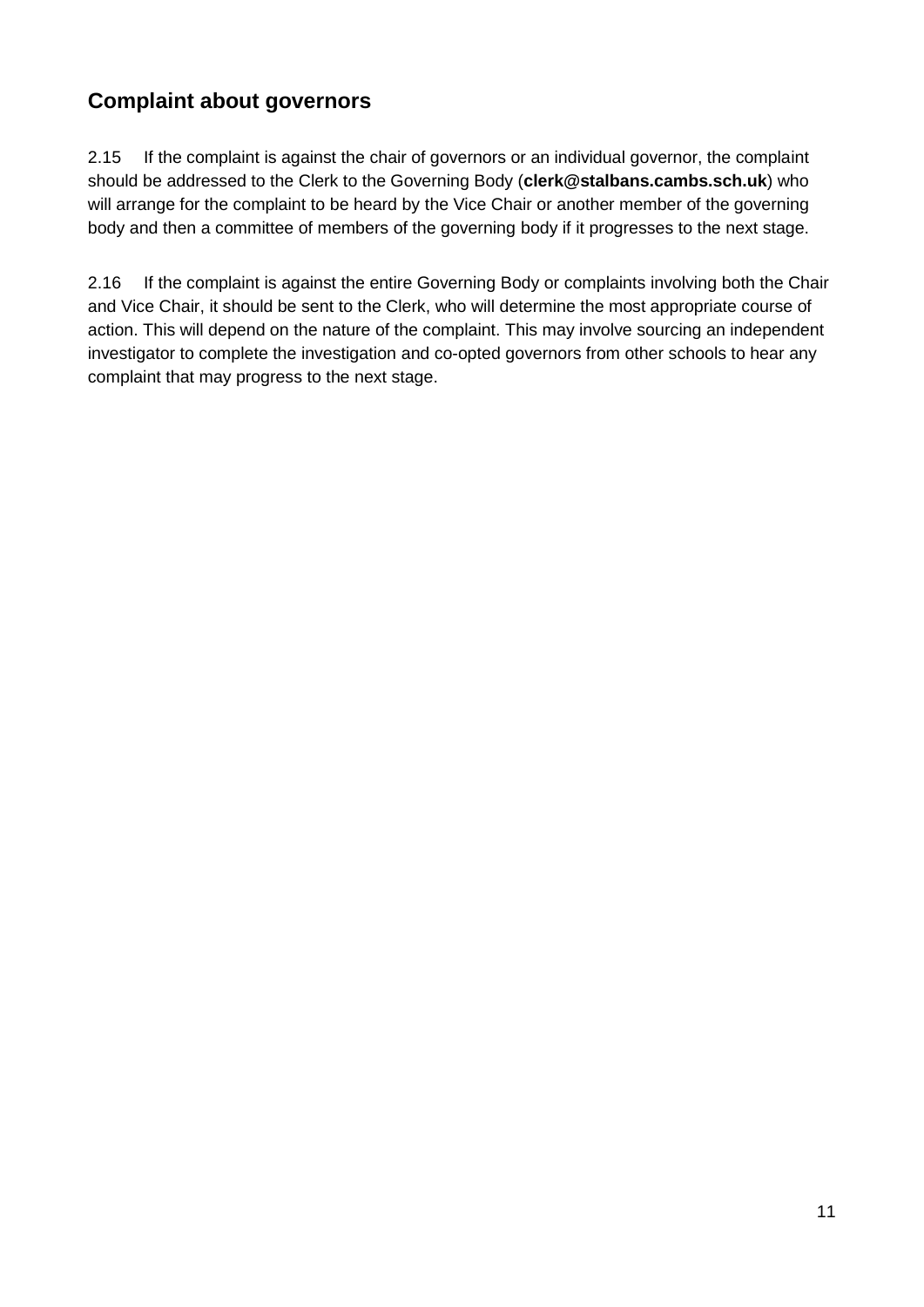## Complaint about governors

2.15 If the complaint is against the chair of governors or an individual governor, the complaint should be addressed to the Clerk to the Governing Body (**clerk@stalbans.cambs.sch.uk**) who will arrange for the complaint to be heard by the Vice Chair or another member of the governing body and then a committee of members of the governing body if it progresses to the next stage.

2.16 If the complaint is against the entire Governing Body or complaints involving both the Chair and Vice Chair, it should be sent to the Clerk, who will determine the most appropriate course of action. This will depend on the nature of the complaint. This may involve sourcing an independent investigator to complete the investigation and co-opted governors from other schools to hear any complaint that may progress to the next stage.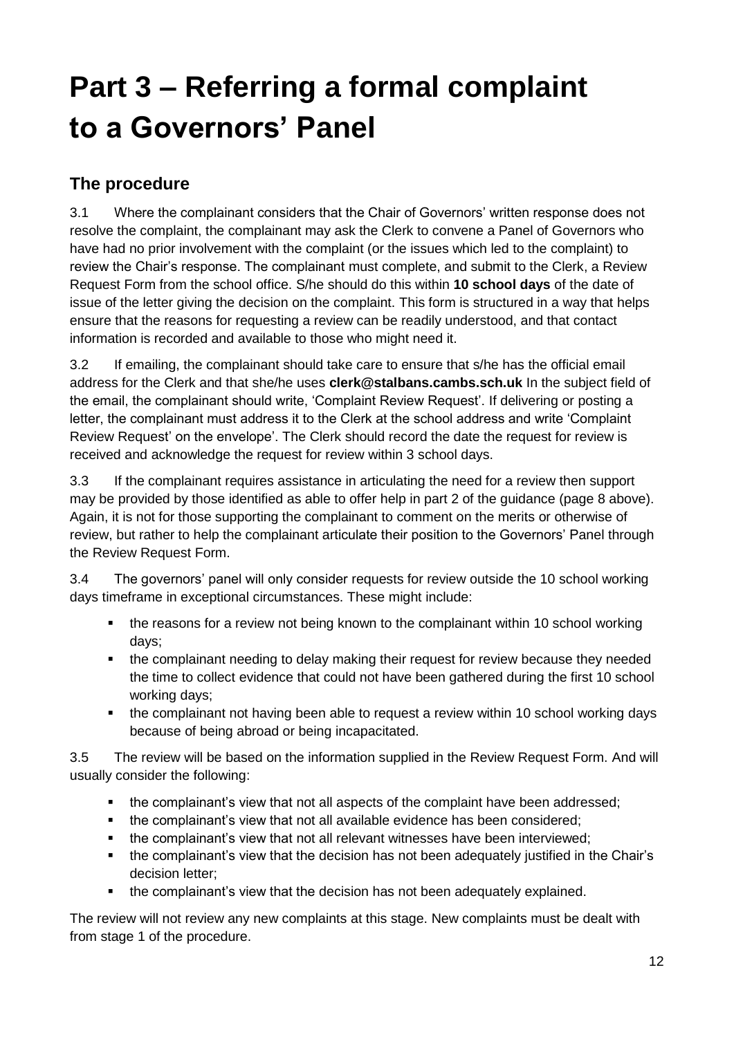# Part 3 – Referring a formal complaint to a Governors' Panel

## The procedure

3.1 Where the complainant considers that the Chair of Governors' written response does not resolve the complaint, the complainant may ask the Clerk to convene a Panel of Governors who have had no prior involvement with the complaint (or the issues which led to the complaint) to review the Chair's response. The complainant must complete, and submit to the Clerk, a Review Request Form from the school office. S/he should do this within **10 school days** of the date of issue of the letter giving the decision on the complaint. This form is structured in a way that helps ensure that the reasons for requesting a review can be readily understood, and that contact information is recorded and available to those who might need it.

3.2 If emailing, the complainant should take care to ensure that s/he has the official email address for the Clerk and that she/he uses **clerk@stalbans.cambs.sch.uk** In the subject field of the email, the complainant should write, 'Complaint Review Request'. If delivering or posting a letter, the complainant must address it to the Clerk at the school address and write 'Complaint Review Request' on the envelope'. The Clerk should record the date the request for review is received and acknowledge the request for review within 3 school days.

3.3 If the complainant requires assistance in articulating the need for a review then support may be provided by those identified as able to offer help in part 2 of the guidance (page 8 above). Again, it is not for those supporting the complainant to comment on the merits or otherwise of review, but rather to help the complainant articulate their position to the Governors' Panel through the Review Request Form.

3.4 The governors' panel will only consider requests for review outside the 10 school working days timeframe in exceptional circumstances. These might include:

- the reasons for a review not being known to the complainant within 10 school working days;
- the complainant needing to delay making their request for review because they needed the time to collect evidence that could not have been gathered during the first 10 school working days;
- the complainant not having been able to request a review within 10 school working days because of being abroad or being incapacitated.

3.5 The review will be based on the information supplied in the Review Request Form. And will usually consider the following:

- the complainant's view that not all aspects of the complaint have been addressed;
- the complainant's view that not all available evidence has been considered;
- the complainant's view that not all relevant witnesses have been interviewed;
- the complainant's view that the decision has not been adequately justified in the Chair's decision letter;
- the complainant's view that the decision has not been adequately explained.

The review will not review any new complaints at this stage. New complaints must be dealt with from stage 1 of the procedure.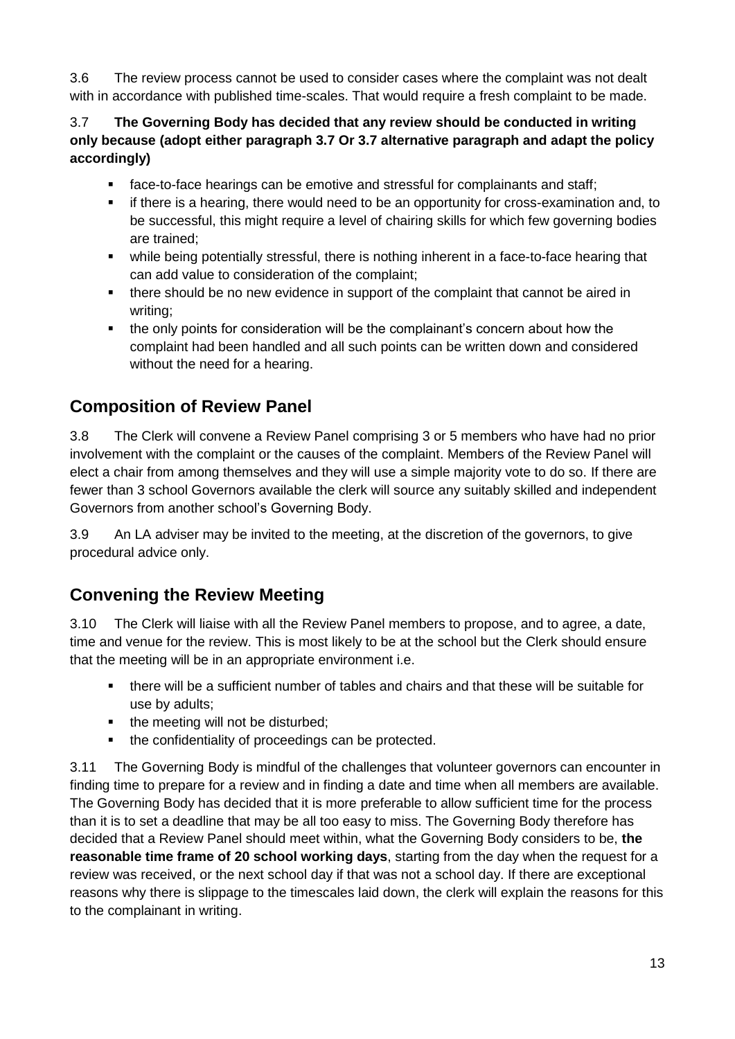3.6 The review process cannot be used to consider cases where the complaint was not dealt with in accordance with published time-scales. That would require a fresh complaint to be made.

3.7 **The Governing Body has decided that any review should be conducted in writing only because (adopt either paragraph 3.7 Or 3.7 alternative paragraph and adapt the policy accordingly)**

- face-to-face hearings can be emotive and stressful for complainants and staff;
- if there is a hearing, there would need to be an opportunity for cross-examination and, to be successful, this might require a level of chairing skills for which few governing bodies are trained;
- while being potentially stressful, there is nothing inherent in a face-to-face hearing that can add value to consideration of the complaint;
- there should be no new evidence in support of the complaint that cannot be aired in writing;
- the only points for consideration will be the complainant's concern about how the complaint had been handled and all such points can be written down and considered without the need for a hearing.

## Composition of Review Panel

3.8 The Clerk will convene a Review Panel comprising 3 or 5 members who have had no prior involvement with the complaint or the causes of the complaint. Members of the Review Panel will elect a chair from among themselves and they will use a simple majority vote to do so. If there are fewer than 3 school Governors available the clerk will source any suitably skilled and independent Governors from another school's Governing Body.

3.9 An LA adviser may be invited to the meeting, at the discretion of the governors, to give procedural advice only.

## Convening the Review Meeting

3.10 The Clerk will liaise with all the Review Panel members to propose, and to agree, a date, time and venue for the review. This is most likely to be at the school but the Clerk should ensure that the meeting will be in an appropriate environment i.e.

- there will be a sufficient number of tables and chairs and that these will be suitable for use by adults;
- the meeting will not be disturbed;
- the confidentiality of proceedings can be protected.

3.11 The Governing Body is mindful of the challenges that volunteer governors can encounter in finding time to prepare for a review and in finding a date and time when all members are available. The Governing Body has decided that it is more preferable to allow sufficient time for the process than it is to set a deadline that may be all too easy to miss. The Governing Body therefore has decided that a Review Panel should meet within, what the Governing Body considers to be, **the reasonable time frame of 20 school working days**, starting from the day when the request for a review was received, or the next school day if that was not a school day. If there are exceptional reasons why there is slippage to the timescales laid down, the clerk will explain the reasons for this to the complainant in writing.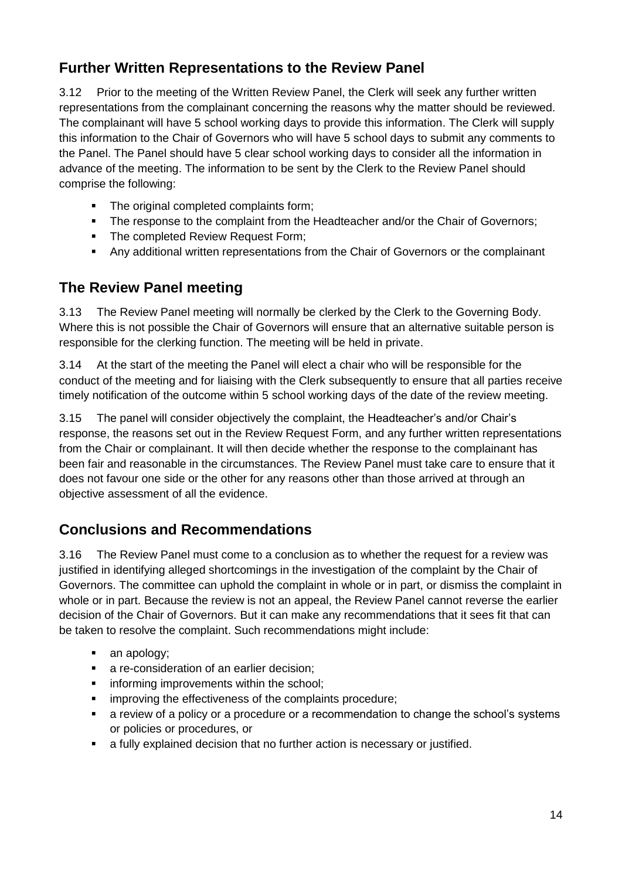## Further Written Representations to the Review Panel

3.12 Prior to the meeting of the Written Review Panel, the Clerk will seek any further written representations from the complainant concerning the reasons why the matter should be reviewed. The complainant will have 5 school working days to provide this information. The Clerk will supply this information to the Chair of Governors who will have 5 school days to submit any comments to the Panel. The Panel should have 5 clear school working days to consider all the information in advance of the meeting. The information to be sent by the Clerk to the Review Panel should comprise the following:

- The original completed complaints form;
- The response to the complaint from the Headteacher and/or the Chair of Governors;
- The completed Review Request Form;
- Any additional written representations from the Chair of Governors or the complainant

## The Review Panel meeting

3.13 The Review Panel meeting will normally be clerked by the Clerk to the Governing Body. Where this is not possible the Chair of Governors will ensure that an alternative suitable person is responsible for the clerking function. The meeting will be held in private.

3.14 At the start of the meeting the Panel will elect a chair who will be responsible for the conduct of the meeting and for liaising with the Clerk subsequently to ensure that all parties receive timely notification of the outcome within 5 school working days of the date of the review meeting.

3.15 The panel will consider objectively the complaint, the Headteacher's and/or Chair's response, the reasons set out in the Review Request Form, and any further written representations from the Chair or complainant. It will then decide whether the response to the complainant has been fair and reasonable in the circumstances. The Review Panel must take care to ensure that it does not favour one side or the other for any reasons other than those arrived at through an objective assessment of all the evidence.

## Conclusions and Recommendations

3.16 The Review Panel must come to a conclusion as to whether the request for a review was justified in identifying alleged shortcomings in the investigation of the complaint by the Chair of Governors. The committee can uphold the complaint in whole or in part, or dismiss the complaint in whole or in part. Because the review is not an appeal, the Review Panel cannot reverse the earlier decision of the Chair of Governors. But it can make any recommendations that it sees fit that can be taken to resolve the complaint. Such recommendations might include:

- an apology;
- a re-consideration of an earlier decision;
- informing improvements within the school;
- improving the effectiveness of the complaints procedure;
- a review of a policy or a procedure or a recommendation to change the school's systems or policies or procedures, or
- a fully explained decision that no further action is necessary or justified.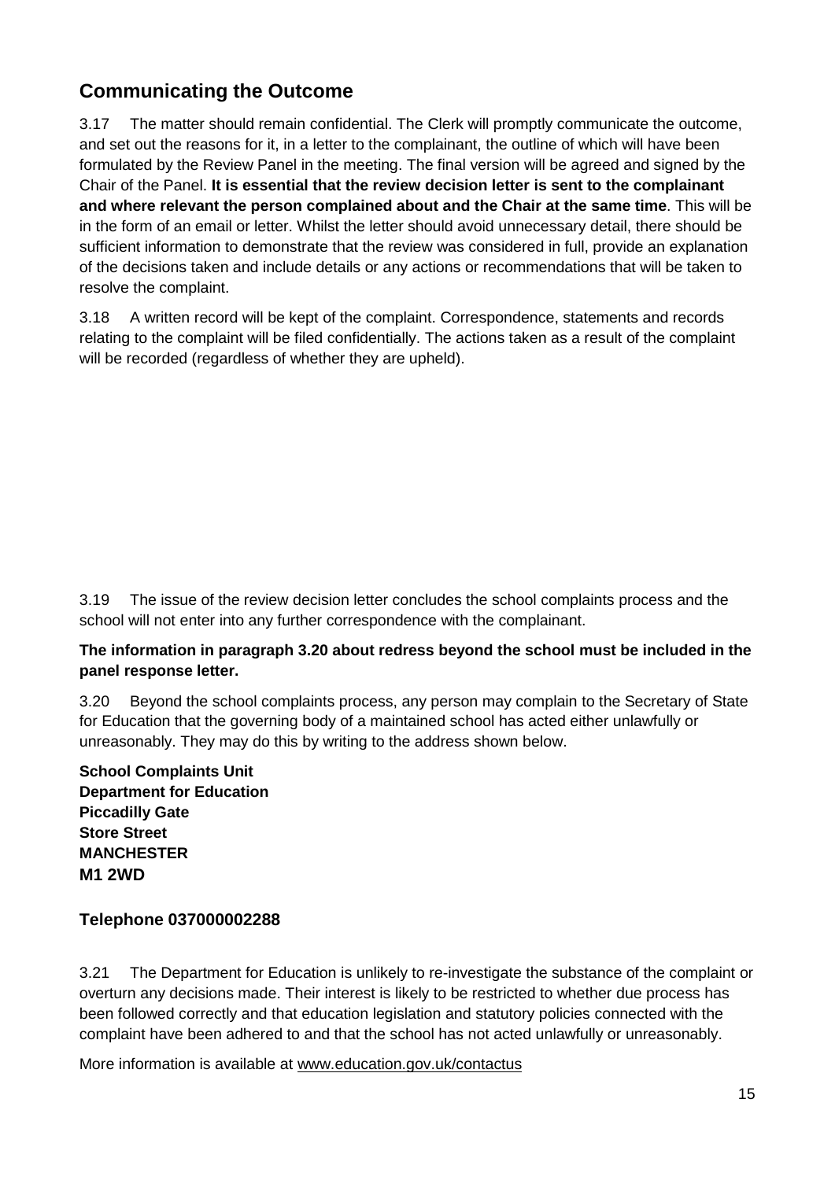## Communicating the Outcome

3.17 The matter should remain confidential. The Clerk will promptly communicate the outcome, and set out the reasons for it, in a letter to the complainant, the outline of which will have been formulated by the Review Panel in the meeting. The final version will be agreed and signed by the Chair of the Panel. **It is essential that the review decision letter is sent to the complainant and where relevant the person complained about and the Chair at the same time**. This will be in the form of an email or letter. Whilst the letter should avoid unnecessary detail, there should be sufficient information to demonstrate that the review was considered in full, provide an explanation of the decisions taken and include details or any actions or recommendations that will be taken to resolve the complaint.

3.18 A written record will be kept of the complaint. Correspondence, statements and records relating to the complaint will be filed confidentially. The actions taken as a result of the complaint will be recorded (regardless of whether they are upheld).

3.19 The issue of the review decision letter concludes the school complaints process and the school will not enter into any further correspondence with the complainant.

**The information in paragraph 3.20 about redress beyond the school must be included in the panel response letter.**

3.20 Beyond the school complaints process, any person may complain to the Secretary of State for Education that the governing body of a maintained school has acted either unlawfully or unreasonably. They may do this by writing to the address shown below.

**School Complaints Unit**
**Department for Education**
**Piccadilly Gate**
**Store Street**
**MANCHESTER**
**M1 2WD**

**Telephone 037000002288**

3.21 The Department for Education is unlikely to re-investigate the substance of the complaint or overturn any decisions made. Their interest is likely to be restricted to whether due process has been followed correctly and that education legislation and statutory policies connected with the complaint have been adhered to and that the school has not acted unlawfully or unreasonably.

More information is available at www.education.gov.uk/contactus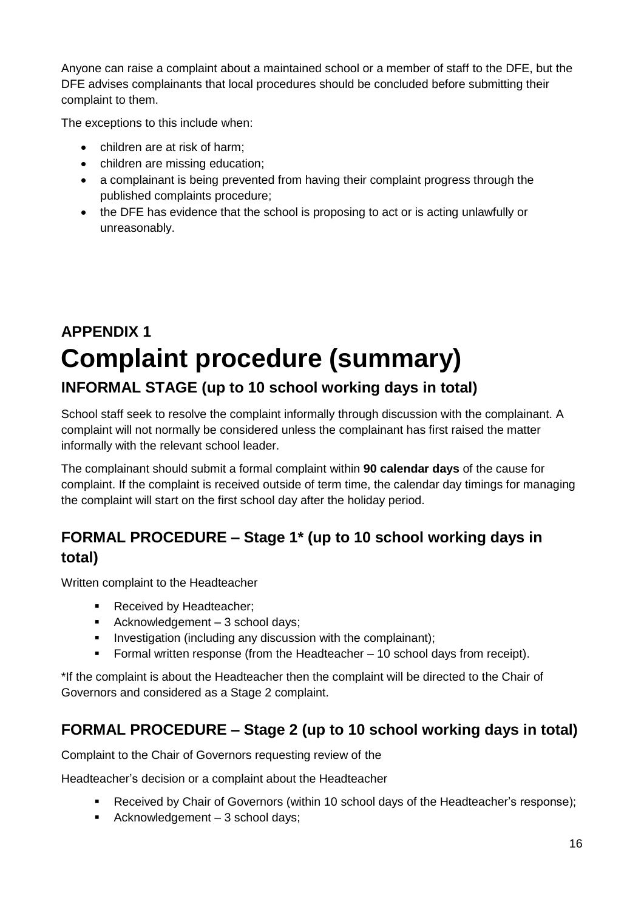Anyone can raise a complaint about a maintained school or a member of staff to the DFE, but the DFE advises complainants that local procedures should be concluded before submitting their complaint to them.

The exceptions to this include when:

- children are at risk of harm;
- children are missing education;
- a complainant is being prevented from having their complaint progress through the published complaints procedure;
- the DFE has evidence that the school is proposing to act or is acting unlawfully or unreasonably.

## APPENDIX 1

# Complaint procedure (summary)

### INFORMAL STAGE (up to 10 school working days in total)

School staff seek to resolve the complaint informally through discussion with the complainant. A complaint will not normally be considered unless the complainant has first raised the matter informally with the relevant school leader.

The complainant should submit a formal complaint within **90 calendar days** of the cause for complaint. If the complaint is received outside of term time, the calendar day timings for managing the complaint will start on the first school day after the holiday period.

### FORMAL PROCEDURE – Stage 1* (up to 10 school working days in total)

Written complaint to the Headteacher

- Received by Headteacher;
- Acknowledgement – 3 school days;
- Investigation (including any discussion with the complainant);
- Formal written response (from the Headteacher – 10 school days from receipt).

*If the complaint is about the Headteacher then the complaint will be directed to the Chair of Governors and considered as a Stage 2 complaint.

### FORMAL PROCEDURE – Stage 2 (up to 10 school working days in total)

Complaint to the Chair of Governors requesting review of the

Headteacher's decision or a complaint about the Headteacher

- Received by Chair of Governors (within 10 school days of the Headteacher's response);
- Acknowledgement – 3 school days;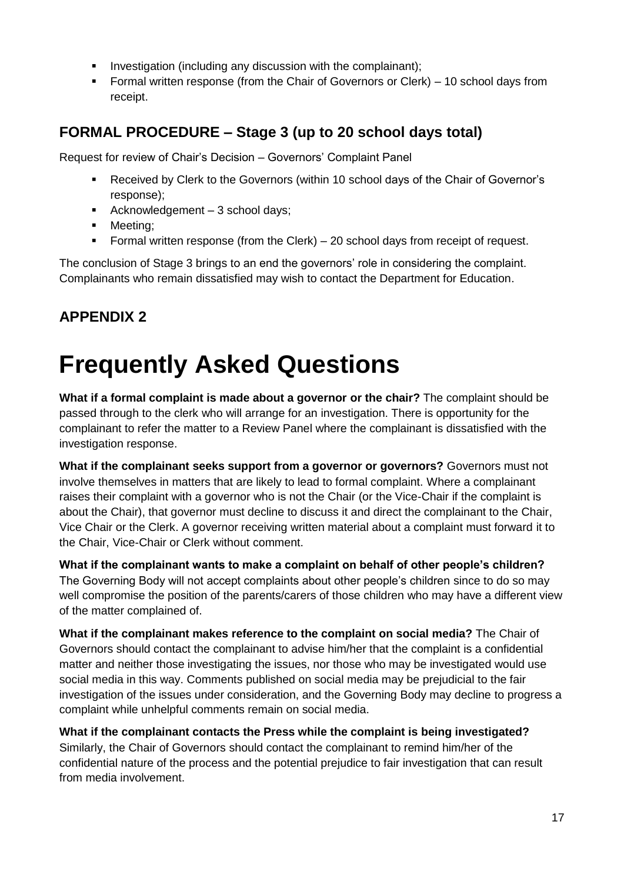- Investigation (including any discussion with the complainant);
- Formal written response (from the Chair of Governors or Clerk) – 10 school days from receipt.

### FORMAL PROCEDURE – Stage 3 (up to 20 school days total)

Request for review of Chair's Decision – Governors' Complaint Panel

- Received by Clerk to the Governors (within 10 school days of the Chair of Governor's response);
- Acknowledgement – 3 school days;
- Meeting;
- Formal written response (from the Clerk) – 20 school days from receipt of request.

The conclusion of Stage 3 brings to an end the governors' role in considering the complaint. Complainants who remain dissatisfied may wish to contact the Department for Education.

### APPENDIX 2

# Frequently Asked Questions

**What if a formal complaint is made about a governor or the chair?** The complaint should be passed through to the clerk who will arrange for an investigation. There is opportunity for the complainant to refer the matter to a Review Panel where the complainant is dissatisfied with the investigation response.

**What if the complainant seeks support from a governor or governors?** Governors must not involve themselves in matters that are likely to lead to formal complaint. Where a complainant raises their complaint with a governor who is not the Chair (or the Vice-Chair if the complaint is about the Chair), that governor must decline to discuss it and direct the complainant to the Chair, Vice Chair or the Clerk. A governor receiving written material about a complaint must forward it to the Chair, Vice-Chair or Clerk without comment.

**What if the complainant wants to make a complaint on behalf of other people's children?** The Governing Body will not accept complaints about other people's children since to do so may well compromise the position of the parents/carers of those children who may have a different view of the matter complained of.

**What if the complainant makes reference to the complaint on social media?** The Chair of Governors should contact the complainant to advise him/her that the complaint is a confidential matter and neither those investigating the issues, nor those who may be investigated would use social media in this way. Comments published on social media may be prejudicial to the fair investigation of the issues under consideration, and the Governing Body may decline to progress a complaint while unhelpful comments remain on social media.

**What if the complainant contacts the Press while the complaint is being investigated?** Similarly, the Chair of Governors should contact the complainant to remind him/her of the confidential nature of the process and the potential prejudice to fair investigation that can result from media involvement.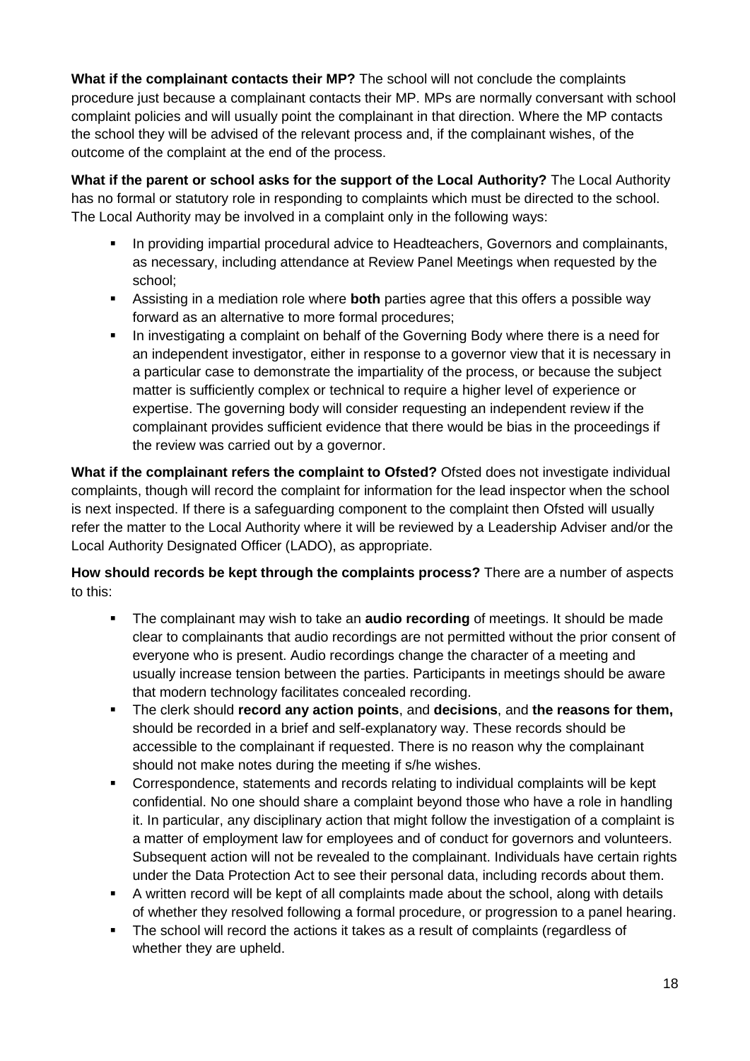**What if the complainant contacts their MP?** The school will not conclude the complaints procedure just because a complainant contacts their MP. MPs are normally conversant with school complaint policies and will usually point the complainant in that direction. Where the MP contacts the school they will be advised of the relevant process and, if the complainant wishes, of the outcome of the complaint at the end of the process.

**What if the parent or school asks for the support of the Local Authority?** The Local Authority has no formal or statutory role in responding to complaints which must be directed to the school. The Local Authority may be involved in a complaint only in the following ways:

- In providing impartial procedural advice to Headteachers, Governors and complainants, as necessary, including attendance at Review Panel Meetings when requested by the school;
- Assisting in a mediation role where **both** parties agree that this offers a possible way forward as an alternative to more formal procedures;
- In investigating a complaint on behalf of the Governing Body where there is a need for an independent investigator, either in response to a governor view that it is necessary in a particular case to demonstrate the impartiality of the process, or because the subject matter is sufficiently complex or technical to require a higher level of experience or expertise. The governing body will consider requesting an independent review if the complainant provides sufficient evidence that there would be bias in the proceedings if the review was carried out by a governor.

**What if the complainant refers the complaint to Ofsted?** Ofsted does not investigate individual complaints, though will record the complaint for information for the lead inspector when the school is next inspected. If there is a safeguarding component to the complaint then Ofsted will usually refer the matter to the Local Authority where it will be reviewed by a Leadership Adviser and/or the Local Authority Designated Officer (LADO), as appropriate.

**How should records be kept through the complaints process?** There are a number of aspects to this:

- The complainant may wish to take an **audio recording** of meetings. It should be made clear to complainants that audio recordings are not permitted without the prior consent of everyone who is present. Audio recordings change the character of a meeting and usually increase tension between the parties. Participants in meetings should be aware that modern technology facilitates concealed recording.
- The clerk should **record any action points**, and **decisions**, and **the reasons for them,** should be recorded in a brief and self-explanatory way. These records should be accessible to the complainant if requested. There is no reason why the complainant should not make notes during the meeting if s/he wishes.
- Correspondence, statements and records relating to individual complaints will be kept confidential. No one should share a complaint beyond those who have a role in handling it. In particular, any disciplinary action that might follow the investigation of a complaint is a matter of employment law for employees and of conduct for governors and volunteers. Subsequent action will not be revealed to the complainant. Individuals have certain rights under the Data Protection Act to see their personal data, including records about them.
- A written record will be kept of all complaints made about the school, along with details of whether they resolved following a formal procedure, or progression to a panel hearing.
- The school will record the actions it takes as a result of complaints (regardless of whether they are upheld.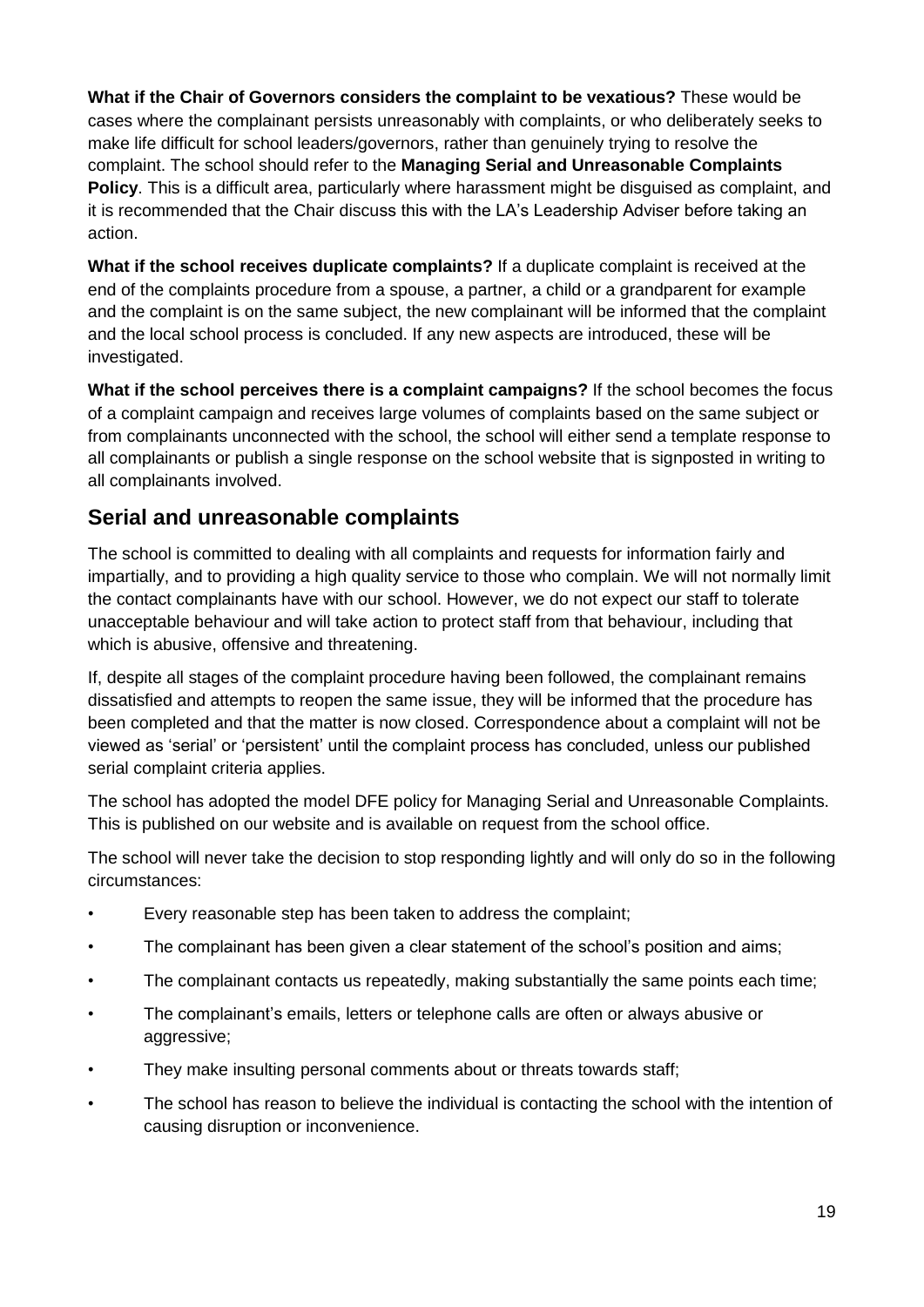**What if the Chair of Governors considers the complaint to be vexatious?** These would be cases where the complainant persists unreasonably with complaints, or who deliberately seeks to make life difficult for school leaders/governors, rather than genuinely trying to resolve the complaint. The school should refer to the **Managing Serial and Unreasonable Complaints Policy**. This is a difficult area, particularly where harassment might be disguised as complaint, and it is recommended that the Chair discuss this with the LA's Leadership Adviser before taking an action.

**What if the school receives duplicate complaints?** If a duplicate complaint is received at the end of the complaints procedure from a spouse, a partner, a child or a grandparent for example and the complaint is on the same subject, the new complainant will be informed that the complaint and the local school process is concluded. If any new aspects are introduced, these will be investigated.

**What if the school perceives there is a complaint campaigns?** If the school becomes the focus of a complaint campaign and receives large volumes of complaints based on the same subject or from complainants unconnected with the school, the school will either send a template response to all complainants or publish a single response on the school website that is signposted in writing to all complainants involved.

## Serial and unreasonable complaints

The school is committed to dealing with all complaints and requests for information fairly and impartially, and to providing a high quality service to those who complain. We will not normally limit the contact complainants have with our school. However, we do not expect our staff to tolerate unacceptable behaviour and will take action to protect staff from that behaviour, including that which is abusive, offensive and threatening.

If, despite all stages of the complaint procedure having been followed, the complainant remains dissatisfied and attempts to reopen the same issue, they will be informed that the procedure has been completed and that the matter is now closed. Correspondence about a complaint will not be viewed as 'serial' or 'persistent' until the complaint process has concluded, unless our published serial complaint criteria applies.

The school has adopted the model DFE policy for Managing Serial and Unreasonable Complaints. This is published on our website and is available on request from the school office.

The school will never take the decision to stop responding lightly and will only do so in the following circumstances:

- Every reasonable step has been taken to address the complaint;
- The complainant has been given a clear statement of the school's position and aims;
- The complainant contacts us repeatedly, making substantially the same points each time;
- The complainant's emails, letters or telephone calls are often or always abusive or aggressive;
- They make insulting personal comments about or threats towards staff;
- The school has reason to believe the individual is contacting the school with the intention of causing disruption or inconvenience.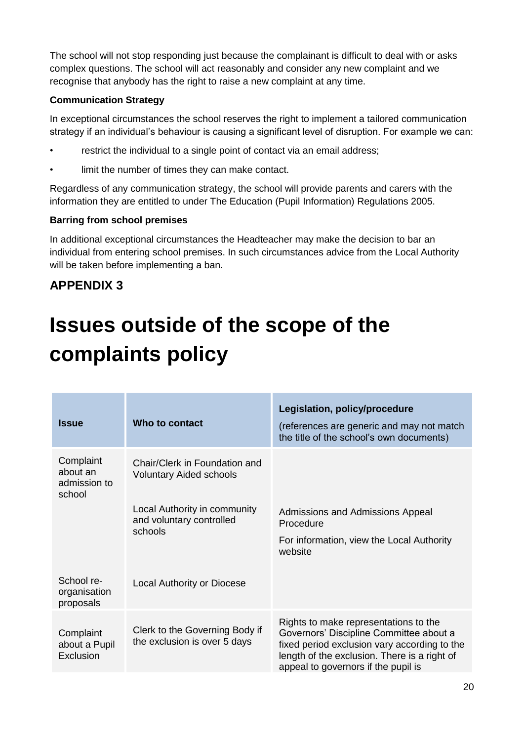The school will not stop responding just because the complainant is difficult to deal with or asks complex questions. The school will act reasonably and consider any new complaint and we recognise that anybody has the right to raise a new complaint at any time.

**Communication Strategy**

In exceptional circumstances the school reserves the right to implement a tailored communication strategy if an individual's behaviour is causing a significant level of disruption. For example we can:

- restrict the individual to a single point of contact via an email address;
- limit the number of times they can make contact.

Regardless of any communication strategy, the school will provide parents and carers with the information they are entitled to under The Education (Pupil Information) Regulations 2005.

**Barring from school premises**

In additional exceptional circumstances the Headteacher may make the decision to bar an individual from entering school premises. In such circumstances advice from the Local Authority will be taken before implementing a ban.

## APPENDIX 3

# Issues outside of the scope of the complaints policy

| Issue | Who to contact | Legislation, policy/procedure (references are generic and may not match the title of the school's own documents) |
|---|---|---|
| Complaint about an admission to school | Chair/Clerk in Foundation and Voluntary Aided schools<br><br>Local Authority in community and voluntary controlled schools | Admissions and Admissions Appeal Procedure<br><br>For information, view the Local Authority website |
| School re-organisation proposals | Local Authority or Diocese | |
| Complaint about a Pupil Exclusion | Clerk to the Governing Body if the exclusion is over 5 days | Rights to make representations to the Governors' Discipline Committee about a fixed period exclusion vary according to the length of the exclusion. There is a right of appeal to governors if the pupil is |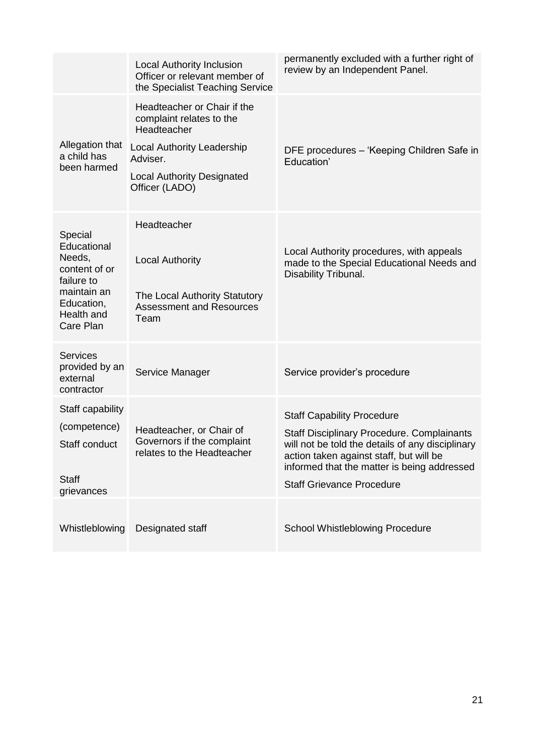| | | |
|---|---|---|
| | Local Authority Inclusion Officer or relevant member of the Specialist Teaching Service | permanently excluded with a further right of review by an Independent Panel. |
| Allegation that a child has been harmed | Headteacher or Chair if the complaint relates to the Headteacher<br>Local Authority Leadership Adviser.<br>Local Authority Designated Officer (LADO) | DFE procedures – 'Keeping Children Safe in Education' |
| Special Educational Needs, content of or failure to maintain an Education, Health and Care Plan | Headteacher<br>Local Authority<br>The Local Authority Statutory Assessment and Resources Team | Local Authority procedures, with appeals made to the Special Educational Needs and Disability Tribunal. |
| Services provided by an external contractor | Service Manager | Service provider's procedure |
| Staff capability (competence)<br>Staff conduct<br>Staff grievances | Headteacher, or Chair of Governors if the complaint relates to the Headteacher | Staff Capability Procedure<br>Staff Disciplinary Procedure. Complainants will not be told the details of any disciplinary action taken against staff, but will be informed that the matter is being addressed<br>Staff Grievance Procedure |
| Whistleblowing | Designated staff | School Whistleblowing Procedure |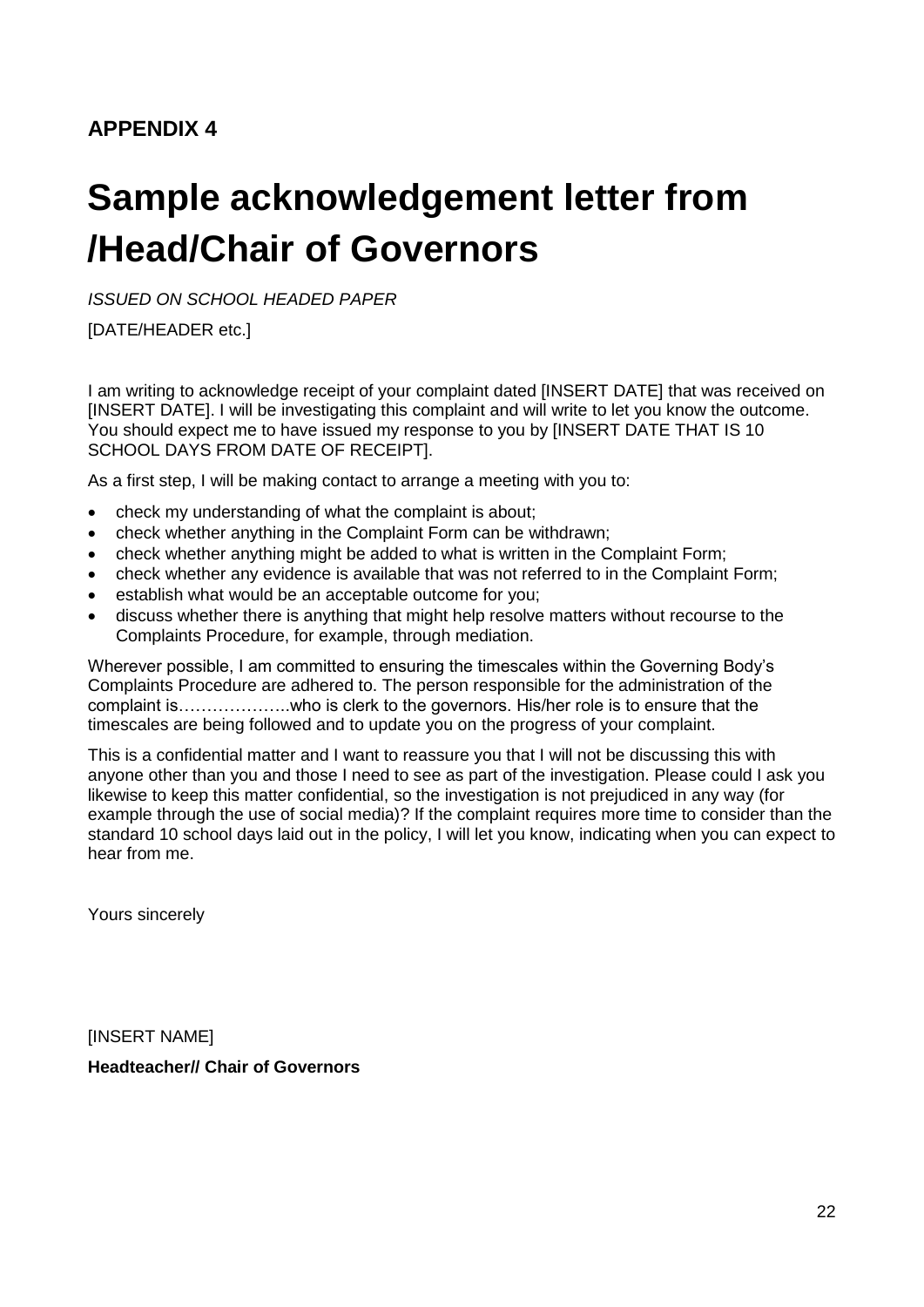**APPENDIX 4**

# Sample acknowledgement letter from /Head/Chair of Governors

*ISSUED ON SCHOOL HEADED PAPER*

[DATE/HEADER etc.]

I am writing to acknowledge receipt of your complaint dated [INSERT DATE] that was received on [INSERT DATE]. I will be investigating this complaint and will write to let you know the outcome. You should expect me to have issued my response to you by [INSERT DATE THAT IS 10 SCHOOL DAYS FROM DATE OF RECEIPT].

As a first step, I will be making contact to arrange a meeting with you to:

- check my understanding of what the complaint is about;
- check whether anything in the Complaint Form can be withdrawn;
- check whether anything might be added to what is written in the Complaint Form;
- check whether any evidence is available that was not referred to in the Complaint Form;
- establish what would be an acceptable outcome for you;
- discuss whether there is anything that might help resolve matters without recourse to the Complaints Procedure, for example, through mediation.

Wherever possible, I am committed to ensuring the timescales within the Governing Body's Complaints Procedure are adhered to. The person responsible for the administration of the complaint is………………..who is clerk to the governors. His/her role is to ensure that the timescales are being followed and to update you on the progress of your complaint.

This is a confidential matter and I want to reassure you that I will not be discussing this with anyone other than you and those I need to see as part of the investigation. Please could I ask you likewise to keep this matter confidential, so the investigation is not prejudiced in any way (for example through the use of social media)? If the complaint requires more time to consider than the standard 10 school days laid out in the policy, I will let you know, indicating when you can expect to hear from me.

Yours sincerely

[INSERT NAME]

**Headteacher// Chair of Governors**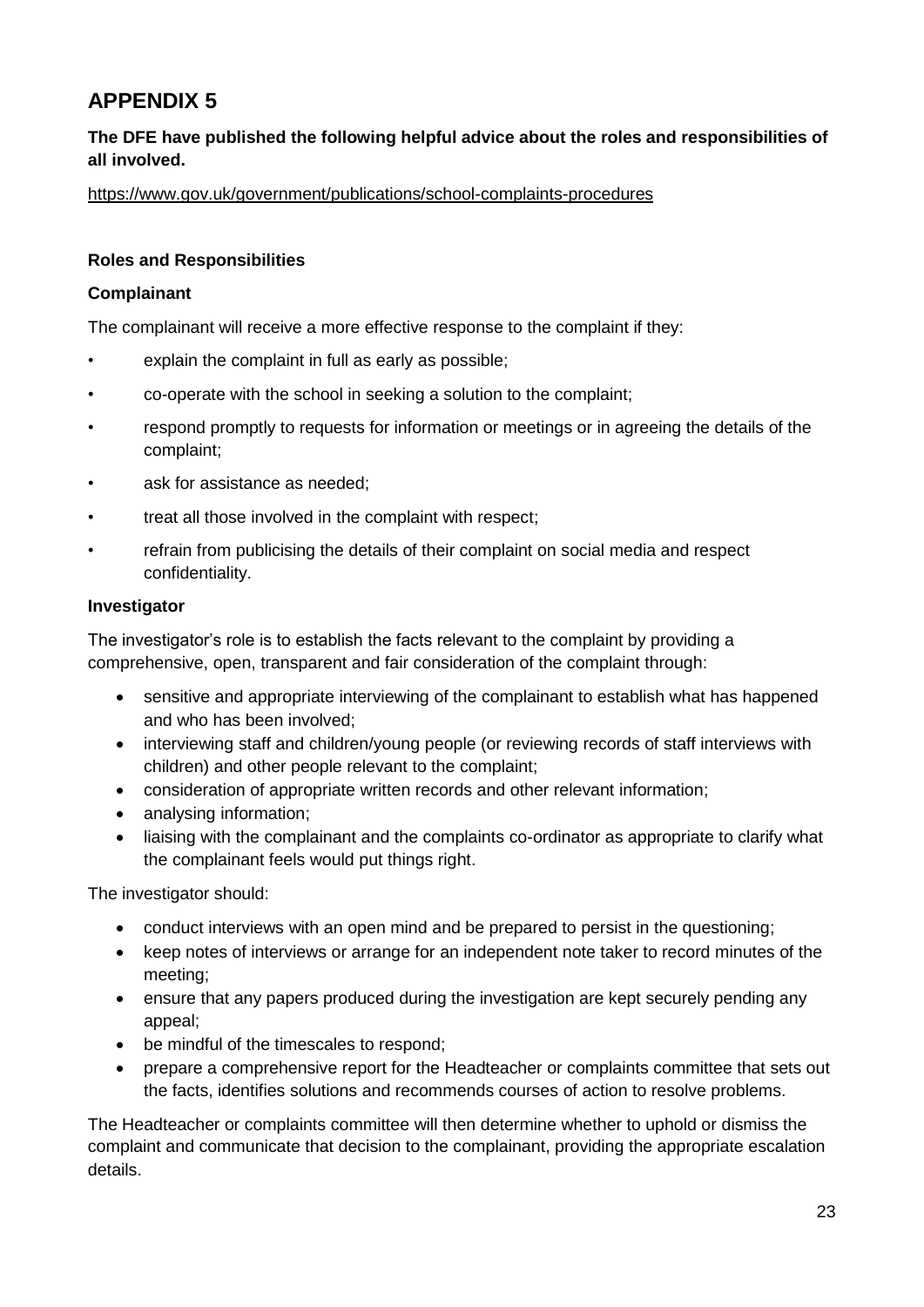# APPENDIX 5

**The DFE have published the following helpful advice about the roles and responsibilities of all involved.**

https://www.gov.uk/government/publications/school-complaints-procedures

### Roles and Responsibilities

### Complainant

The complainant will receive a more effective response to the complaint if they:

- explain the complaint in full as early as possible;
- co-operate with the school in seeking a solution to the complaint;
- respond promptly to requests for information or meetings or in agreeing the details of the complaint;
- ask for assistance as needed;
- treat all those involved in the complaint with respect;
- refrain from publicising the details of their complaint on social media and respect confidentiality.

### Investigator

The investigator's role is to establish the facts relevant to the complaint by providing a comprehensive, open, transparent and fair consideration of the complaint through:

- sensitive and appropriate interviewing of the complainant to establish what has happened and who has been involved;
- interviewing staff and children/young people (or reviewing records of staff interviews with children) and other people relevant to the complaint;
- consideration of appropriate written records and other relevant information;
- analysing information;
- liaising with the complainant and the complaints co-ordinator as appropriate to clarify what the complainant feels would put things right.

The investigator should:

- conduct interviews with an open mind and be prepared to persist in the questioning;
- keep notes of interviews or arrange for an independent note taker to record minutes of the meeting;
- ensure that any papers produced during the investigation are kept securely pending any appeal;
- be mindful of the timescales to respond;
- prepare a comprehensive report for the Headteacher or complaints committee that sets out the facts, identifies solutions and recommends courses of action to resolve problems.

The Headteacher or complaints committee will then determine whether to uphold or dismiss the complaint and communicate that decision to the complainant, providing the appropriate escalation details.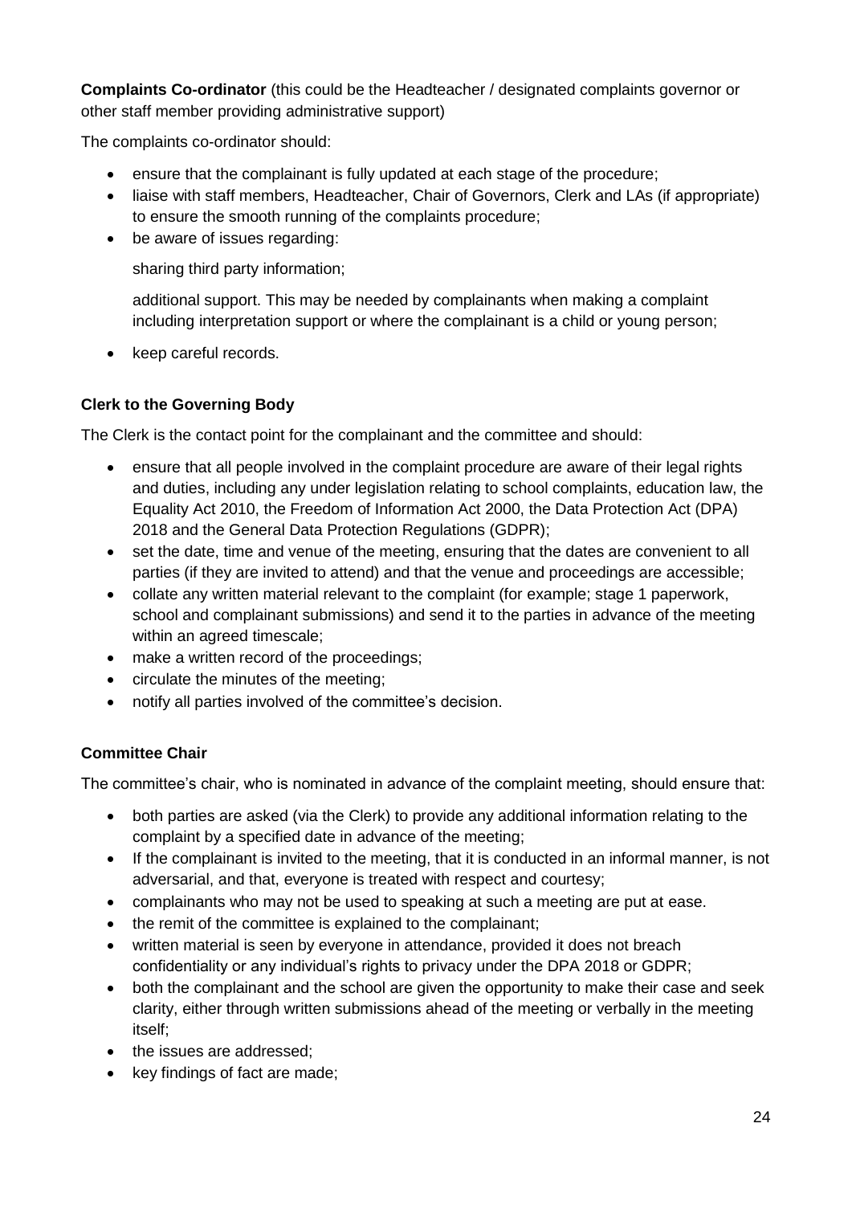**Complaints Co-ordinator** (this could be the Headteacher / designated complaints governor or other staff member providing administrative support)

The complaints co-ordinator should:

- ensure that the complainant is fully updated at each stage of the procedure;
- liaise with staff members, Headteacher, Chair of Governors, Clerk and LAs (if appropriate) to ensure the smooth running of the complaints procedure;
- be aware of issues regarding:

  sharing third party information;

  additional support. This may be needed by complainants when making a complaint including interpretation support or where the complainant is a child or young person;

- keep careful records.

**Clerk to the Governing Body**

The Clerk is the contact point for the complainant and the committee and should:

- ensure that all people involved in the complaint procedure are aware of their legal rights and duties, including any under legislation relating to school complaints, education law, the Equality Act 2010, the Freedom of Information Act 2000, the Data Protection Act (DPA) 2018 and the General Data Protection Regulations (GDPR);
- set the date, time and venue of the meeting, ensuring that the dates are convenient to all parties (if they are invited to attend) and that the venue and proceedings are accessible;
- collate any written material relevant to the complaint (for example; stage 1 paperwork, school and complainant submissions) and send it to the parties in advance of the meeting within an agreed timescale;
- make a written record of the proceedings;
- circulate the minutes of the meeting;
- notify all parties involved of the committee's decision.

**Committee Chair**

The committee's chair, who is nominated in advance of the complaint meeting, should ensure that:

- both parties are asked (via the Clerk) to provide any additional information relating to the complaint by a specified date in advance of the meeting;
- If the complainant is invited to the meeting, that it is conducted in an informal manner, is not adversarial, and that, everyone is treated with respect and courtesy;
- complainants who may not be used to speaking at such a meeting are put at ease.
- the remit of the committee is explained to the complainant;
- written material is seen by everyone in attendance, provided it does not breach confidentiality or any individual's rights to privacy under the DPA 2018 or GDPR;
- both the complainant and the school are given the opportunity to make their case and seek clarity, either through written submissions ahead of the meeting or verbally in the meeting itself;
- the issues are addressed;
- key findings of fact are made;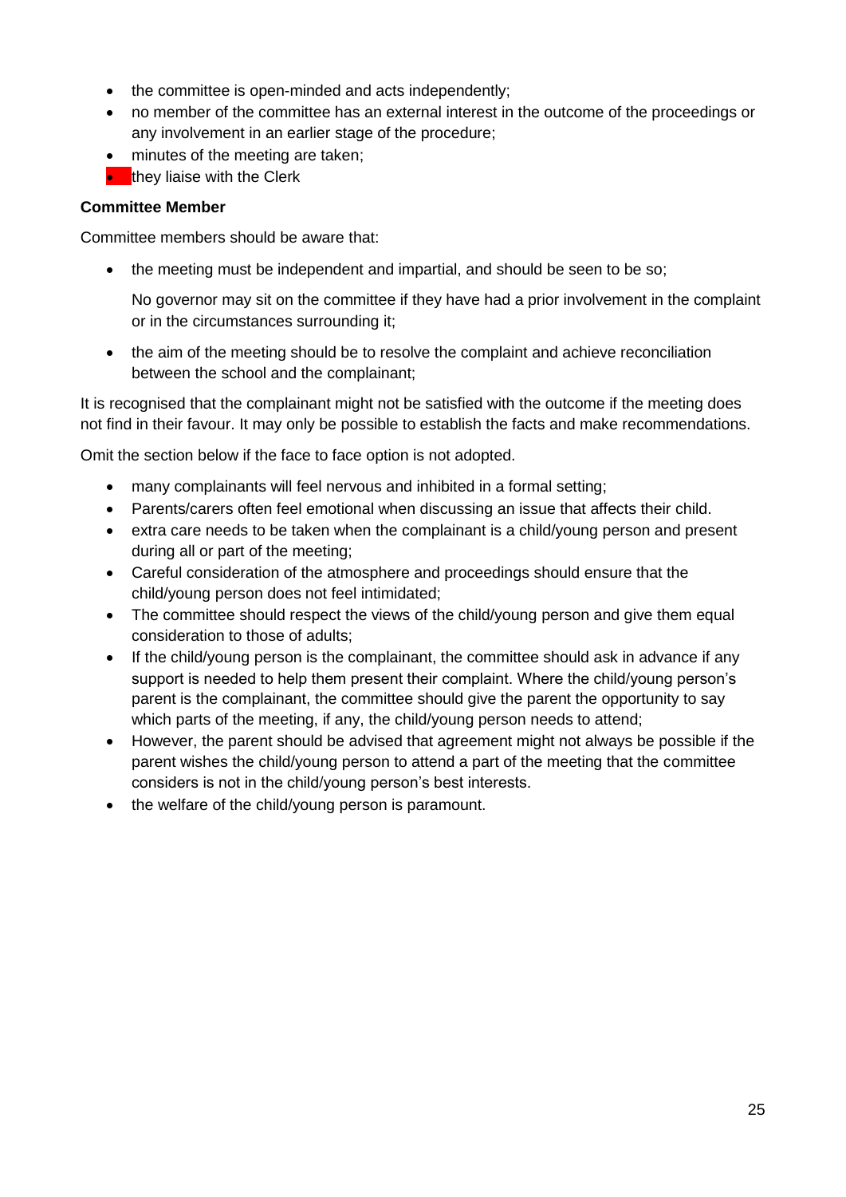- the committee is open-minded and acts independently;
- no member of the committee has an external interest in the outcome of the proceedings or any involvement in an earlier stage of the procedure;
- minutes of the meeting are taken;
- they liaise with the Clerk

**Committee Member**

Committee members should be aware that:

- the meeting must be independent and impartial, and should be seen to be so;

  No governor may sit on the committee if they have had a prior involvement in the complaint or in the circumstances surrounding it;

- the aim of the meeting should be to resolve the complaint and achieve reconciliation between the school and the complainant;

It is recognised that the complainant might not be satisfied with the outcome if the meeting does not find in their favour. It may only be possible to establish the facts and make recommendations.

Omit the section below if the face to face option is not adopted.

- many complainants will feel nervous and inhibited in a formal setting;
- Parents/carers often feel emotional when discussing an issue that affects their child.
- extra care needs to be taken when the complainant is a child/young person and present during all or part of the meeting;
- Careful consideration of the atmosphere and proceedings should ensure that the child/young person does not feel intimidated;
- The committee should respect the views of the child/young person and give them equal consideration to those of adults;
- If the child/young person is the complainant, the committee should ask in advance if any support is needed to help them present their complaint. Where the child/young person's parent is the complainant, the committee should give the parent the opportunity to say which parts of the meeting, if any, the child/young person needs to attend;
- However, the parent should be advised that agreement might not always be possible if the parent wishes the child/young person to attend a part of the meeting that the committee considers is not in the child/young person's best interests.
- the welfare of the child/young person is paramount.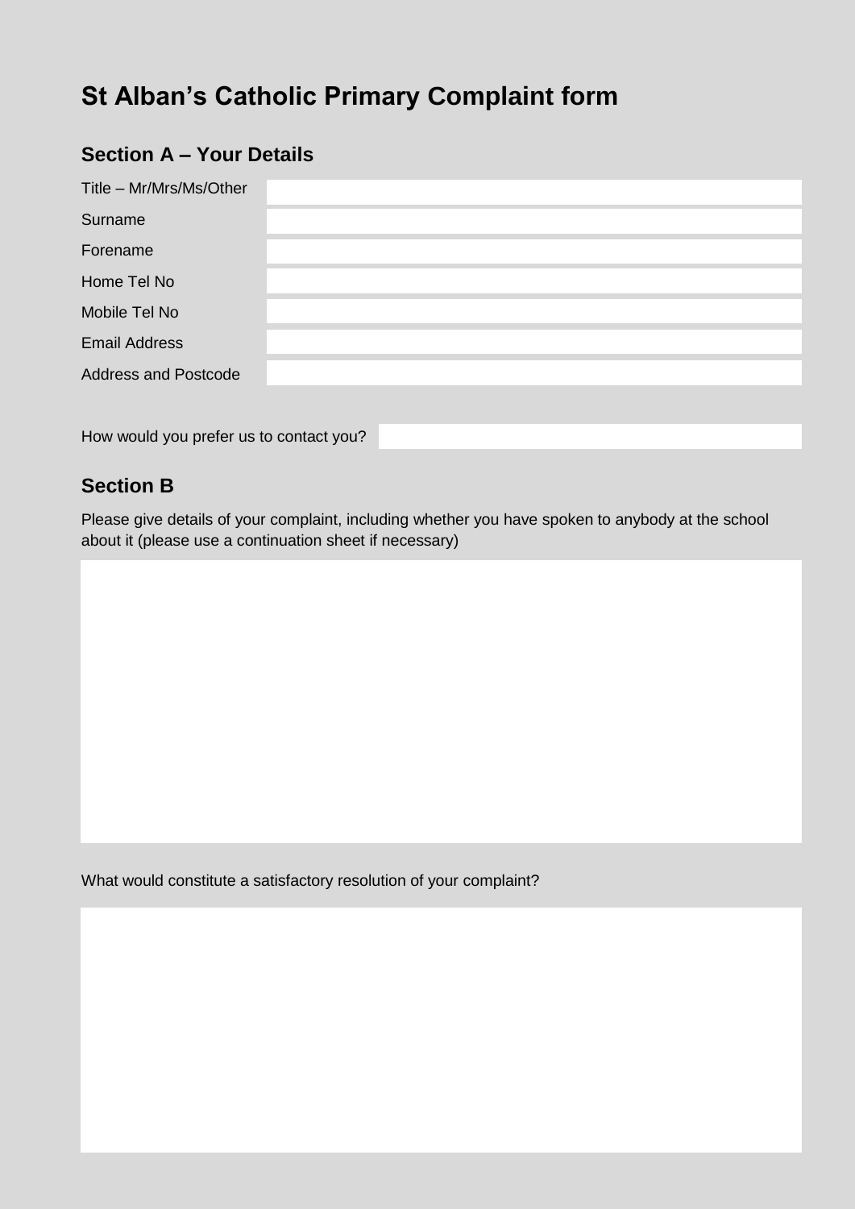# St Alban's Catholic Primary Complaint form

## Section A – Your Details

| | |
|---|---|
| Title – Mr/Mrs/Ms/Other | |
| Surname | |
| Forename | |
| Home Tel No | |
| Mobile Tel No | |
| Email Address | |
| Address and Postcode | |

How would you prefer us to contact you?

## Section B

Please give details of your complaint, including whether you have spoken to anybody at the school about it (please use a continuation sheet if necessary)

What would constitute a satisfactory resolution of your complaint?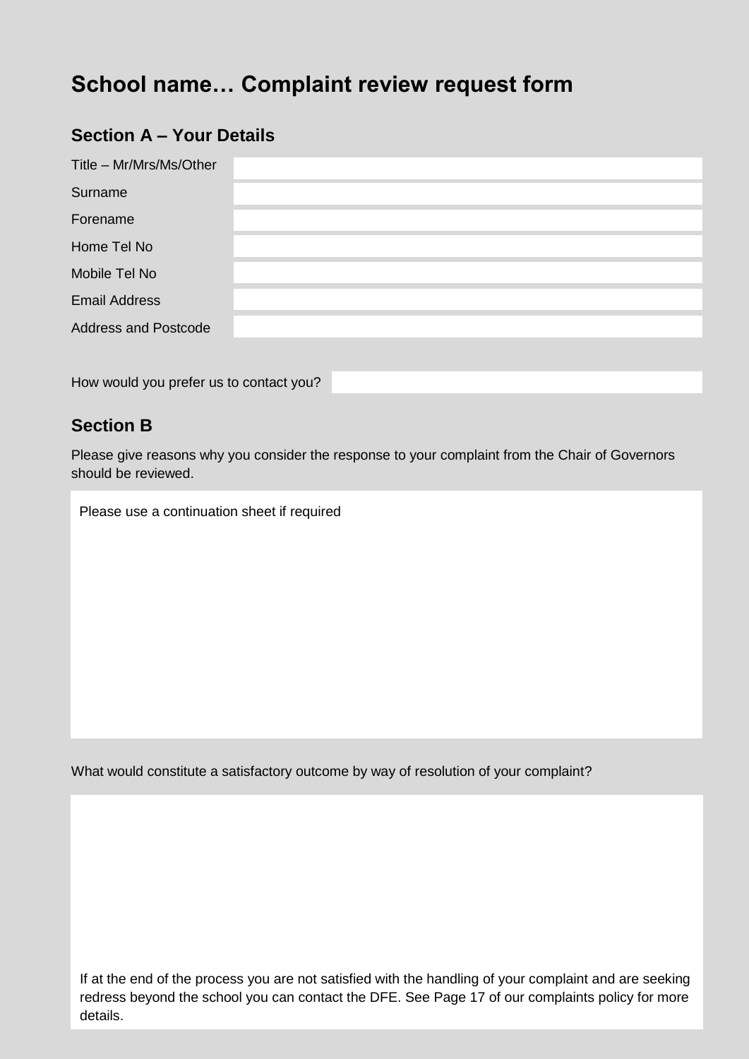# School name… Complaint review request form

## Section A – Your Details

| | |
|---|---|
| Title – Mr/Mrs/Ms/Other | |
| Surname | |
| Forename | |
| Home Tel No | |
| Mobile Tel No | |
| Email Address | |
| Address and Postcode | |

| | |
|---|---|
| How would you prefer us to contact you? | |

## Section B

Please give reasons why you consider the response to your complaint from the Chair of Governors should be reviewed.

Please use a continuation sheet if required

What would constitute a satisfactory outcome by way of resolution of your complaint?

If at the end of the process you are not satisfied with the handling of your complaint and are seeking redress beyond the school you can contact the DFE. See Page 17 of our complaints policy for more details.